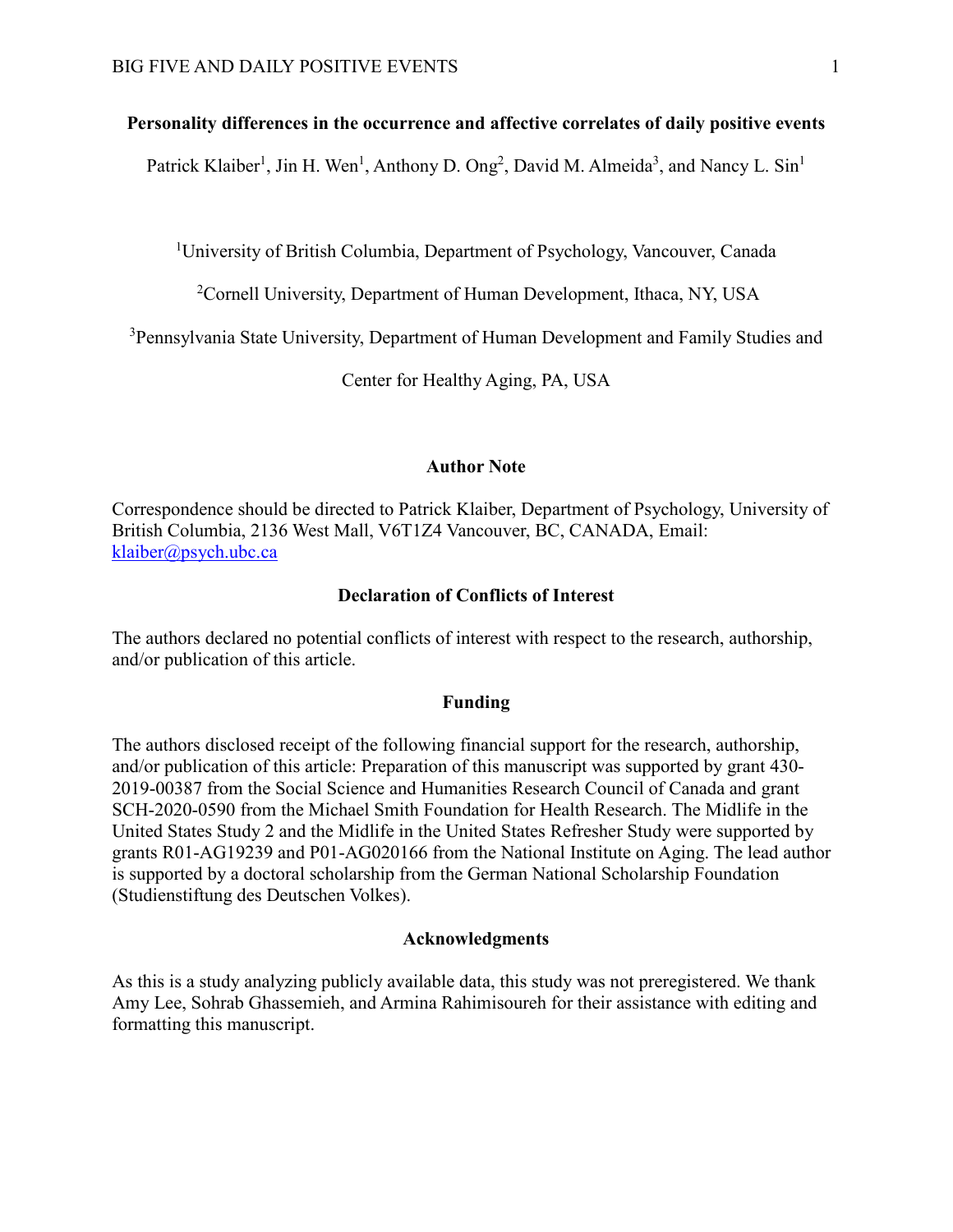# Personality differences in the occurrence and affective correlates of daily positive events

Patrick Klaiber[1], Jin H. Wen[1], Anthony D. Ong[2], David M. Almeida[3], and Nancy L. Sin[1]

[1]University of British Columbia, Department of Psychology, Vancouver, Canada

[2]Cornell University, Department of Human Development, Ithaca, NY, USA

[3]Pennsylvania State University, Department of Human Development and Family Studies and Center for Healthy Aging, PA, USA

## Author Note

Correspondence should be directed to Patrick Klaiber, Department of Psychology, University of British Columbia, 2136 West Mall, V6T1Z4 Vancouver, BC, CANADA, Email: klaiber@psych.ubc.ca

## Declaration of Conflicts of Interest

The authors declared no potential conflicts of interest with respect to the research, authorship, and/or publication of this article.

## Funding

The authors disclosed receipt of the following financial support for the research, authorship, and/or publication of this article: Preparation of this manuscript was supported by grant 430-2019-00387 from the Social Science and Humanities Research Council of Canada and grant SCH-2020-0590 from the Michael Smith Foundation for Health Research. The Midlife in the United States Study 2 and the Midlife in the United States Refresher Study were supported by grants R01-AG19239 and P01-AG020166 from the National Institute on Aging. The lead author is supported by a doctoral scholarship from the German National Scholarship Foundation (Studienstiftung des Deutschen Volkes).

## Acknowledgments

As this is a study analyzing publicly available data, this study was not preregistered. We thank Amy Lee, Sohrab Ghassemieh, and Armina Rahimisoureh for their assistance with editing and formatting this manuscript.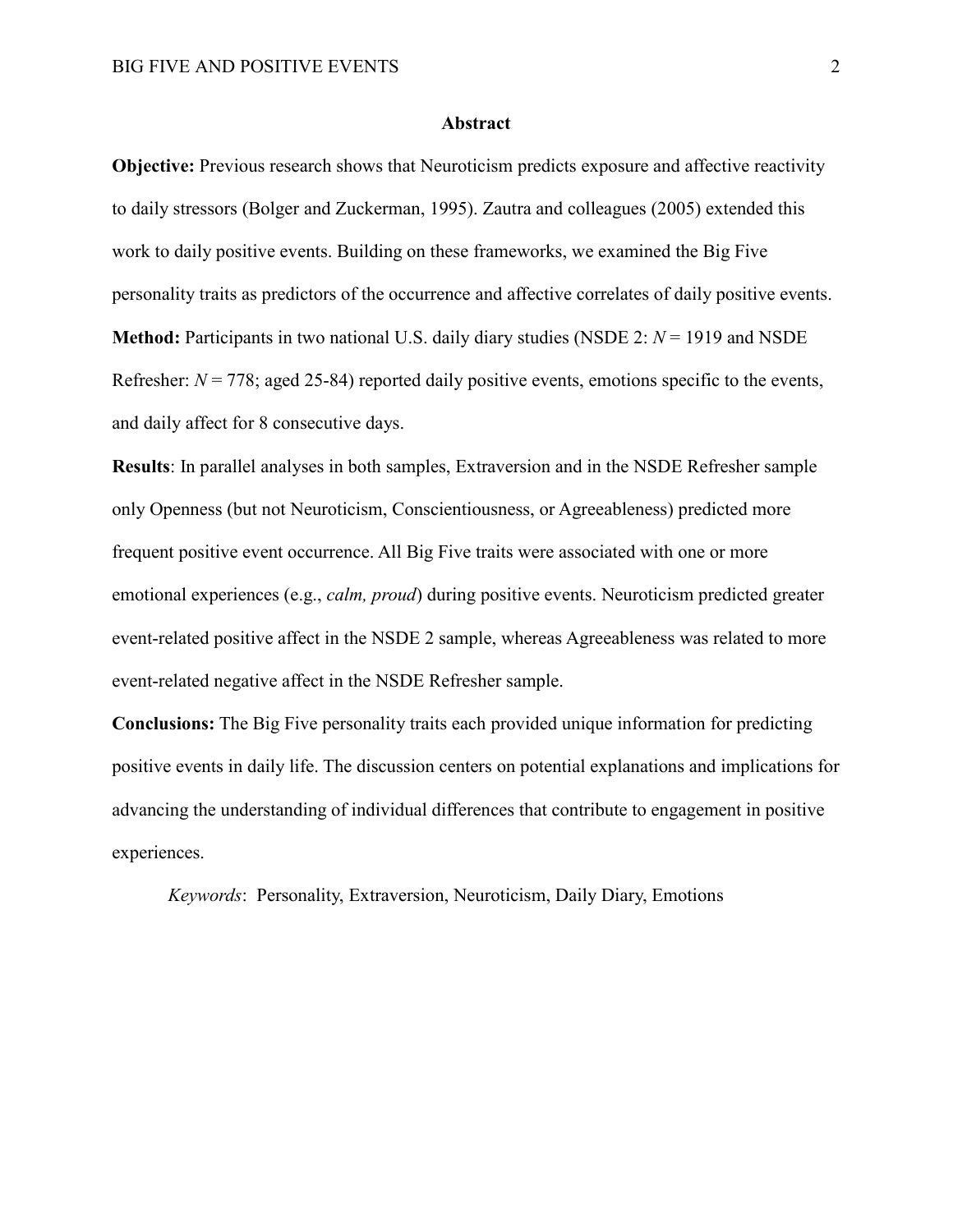## Abstract

**Objective:** Previous research shows that Neuroticism predicts exposure and affective reactivity to daily stressors (Bolger and Zuckerman, 1995). Zautra and colleagues (2005) extended this work to daily positive events. Building on these frameworks, we examined the Big Five personality traits as predictors of the occurrence and affective correlates of daily positive events.

**Method:** Participants in two national U.S. daily diary studies (NSDE 2: $N = 1919$ and NSDE Refresher: $N = 778$; aged 25-84) reported daily positive events, emotions specific to the events, and daily affect for 8 consecutive days.

**Results**: In parallel analyses in both samples, Extraversion and in the NSDE Refresher sample only Openness (but not Neuroticism, Conscientiousness, or Agreeableness) predicted more frequent positive event occurrence. All Big Five traits were associated with one or more emotional experiences (e.g., *calm, proud*) during positive events. Neuroticism predicted greater event-related positive affect in the NSDE 2 sample, whereas Agreeableness was related to more event-related negative affect in the NSDE Refresher sample.

**Conclusions:** The Big Five personality traits each provided unique information for predicting positive events in daily life. The discussion centers on potential explanations and implications for advancing the understanding of individual differences that contribute to engagement in positive experiences.

*Keywords*: Personality, Extraversion, Neuroticism, Daily Diary, Emotions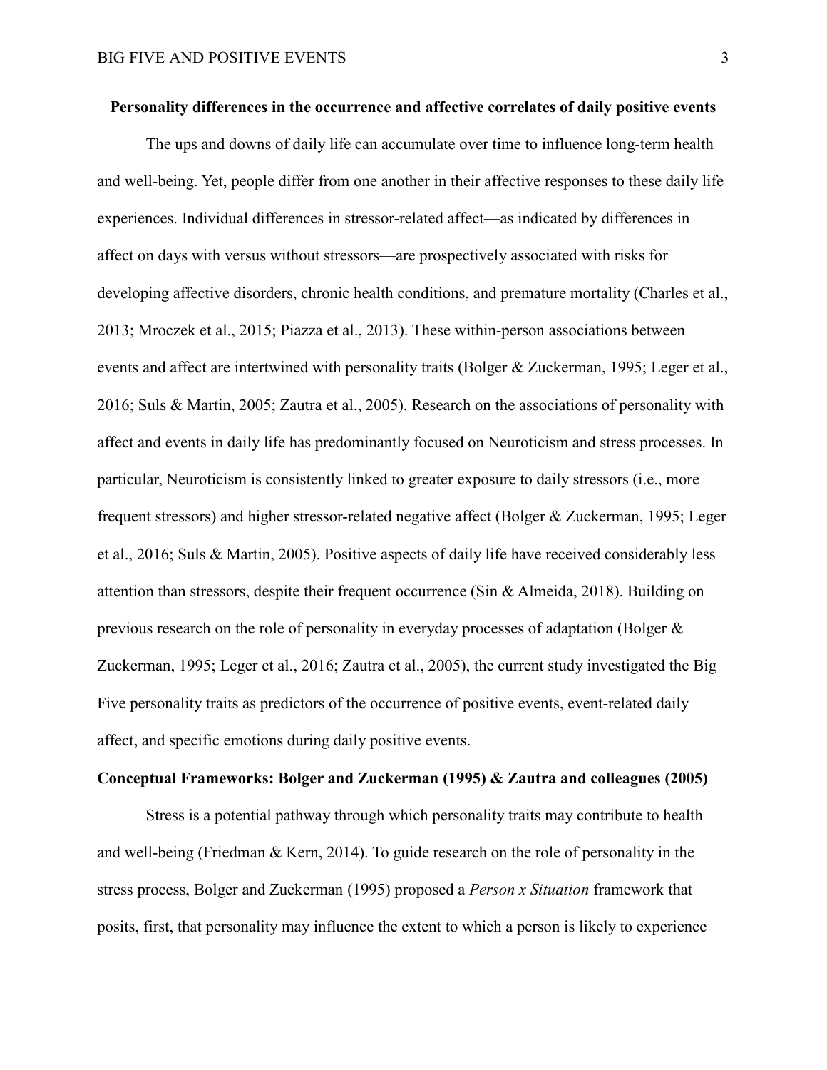**Personality differences in the occurrence and affective correlates of daily positive events**

The ups and downs of daily life can accumulate over time to influence long-term health and well-being. Yet, people differ from one another in their affective responses to these daily life experiences. Individual differences in stressor-related affect—as indicated by differences in affect on days with versus without stressors—are prospectively associated with risks for developing affective disorders, chronic health conditions, and premature mortality (Charles et al., 2013; Mroczek et al., 2015; Piazza et al., 2013). These within-person associations between events and affect are intertwined with personality traits (Bolger & Zuckerman, 1995; Leger et al., 2016; Suls & Martin, 2005; Zautra et al., 2005). Research on the associations of personality with affect and events in daily life has predominantly focused on Neuroticism and stress processes. In particular, Neuroticism is consistently linked to greater exposure to daily stressors (i.e., more frequent stressors) and higher stressor-related negative affect (Bolger & Zuckerman, 1995; Leger et al., 2016; Suls & Martin, 2005). Positive aspects of daily life have received considerably less attention than stressors, despite their frequent occurrence (Sin & Almeida, 2018). Building on previous research on the role of personality in everyday processes of adaptation (Bolger & Zuckerman, 1995; Leger et al., 2016; Zautra et al., 2005), the current study investigated the Big Five personality traits as predictors of the occurrence of positive events, event-related daily affect, and specific emotions during daily positive events.

## Conceptual Frameworks: Bolger and Zuckerman (1995) & Zautra and colleagues (2005)

Stress is a potential pathway through which personality traits may contribute to health and well-being (Friedman & Kern, 2014). To guide research on the role of personality in the stress process, Bolger and Zuckerman (1995) proposed a *Person x Situation* framework that posits, first, that personality may influence the extent to which a person is likely to experience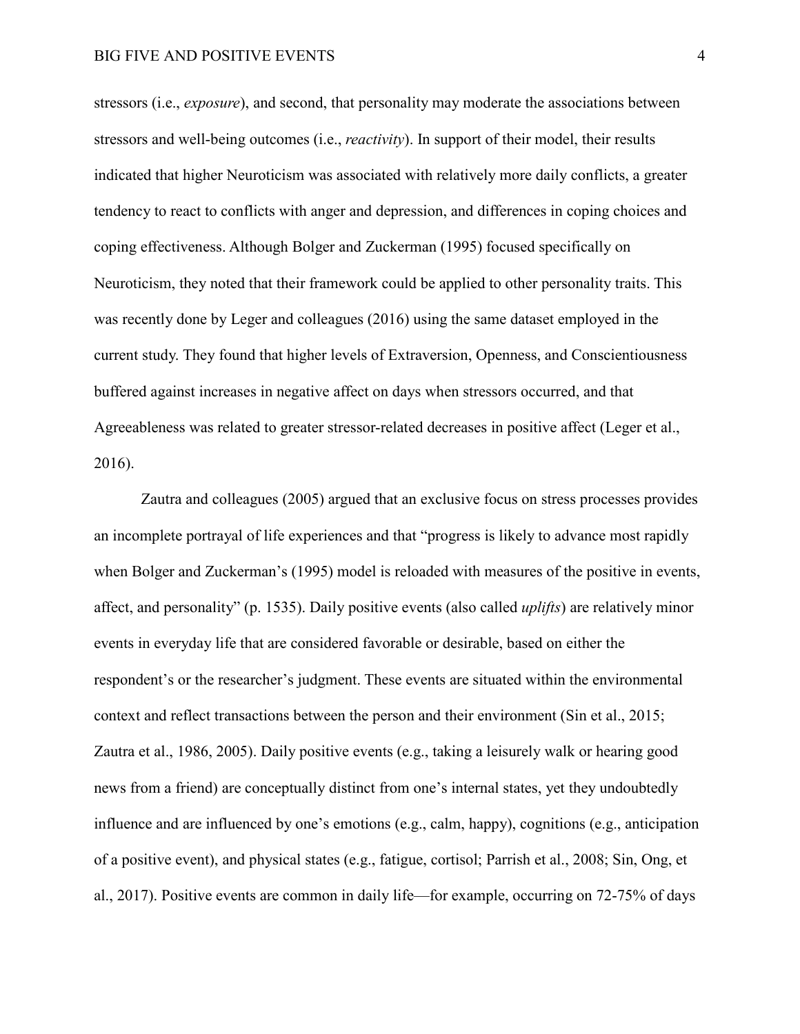stressors (i.e., *exposure*), and second, that personality may moderate the associations between stressors and well-being outcomes (i.e., *reactivity*). In support of their model, their results indicated that higher Neuroticism was associated with relatively more daily conflicts, a greater tendency to react to conflicts with anger and depression, and differences in coping choices and coping effectiveness. Although Bolger and Zuckerman (1995) focused specifically on Neuroticism, they noted that their framework could be applied to other personality traits. This was recently done by Leger and colleagues (2016) using the same dataset employed in the current study. They found that higher levels of Extraversion, Openness, and Conscientiousness buffered against increases in negative affect on days when stressors occurred, and that Agreeableness was related to greater stressor-related decreases in positive affect (Leger et al., 2016).

Zautra and colleagues (2005) argued that an exclusive focus on stress processes provides an incomplete portrayal of life experiences and that "progress is likely to advance most rapidly when Bolger and Zuckerman's (1995) model is reloaded with measures of the positive in events, affect, and personality" (p. 1535). Daily positive events (also called *uplifts*) are relatively minor events in everyday life that are considered favorable or desirable, based on either the respondent's or the researcher's judgment. These events are situated within the environmental context and reflect transactions between the person and their environment (Sin et al., 2015; Zautra et al., 1986, 2005). Daily positive events (e.g., taking a leisurely walk or hearing good news from a friend) are conceptually distinct from one's internal states, yet they undoubtedly influence and are influenced by one's emotions (e.g., calm, happy), cognitions (e.g., anticipation of a positive event), and physical states (e.g., fatigue, cortisol; Parrish et al., 2008; Sin, Ong, et al., 2017). Positive events are common in daily life—for example, occurring on 72-75% of days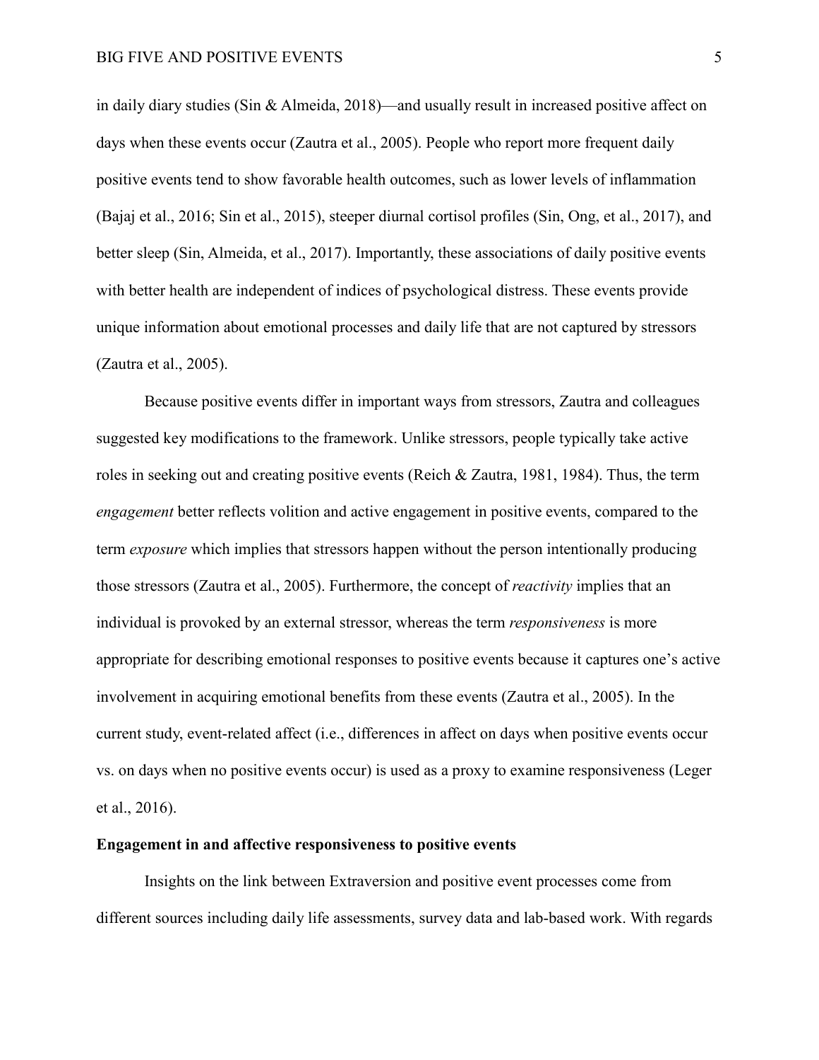in daily diary studies (Sin & Almeida, 2018)—and usually result in increased positive affect on days when these events occur (Zautra et al., 2005). People who report more frequent daily positive events tend to show favorable health outcomes, such as lower levels of inflammation (Bajaj et al., 2016; Sin et al., 2015), steeper diurnal cortisol profiles (Sin, Ong, et al., 2017), and better sleep (Sin, Almeida, et al., 2017). Importantly, these associations of daily positive events with better health are independent of indices of psychological distress. These events provide unique information about emotional processes and daily life that are not captured by stressors (Zautra et al., 2005).

Because positive events differ in important ways from stressors, Zautra and colleagues suggested key modifications to the framework. Unlike stressors, people typically take active roles in seeking out and creating positive events (Reich & Zautra, 1981, 1984). Thus, the term *engagement* better reflects volition and active engagement in positive events, compared to the term *exposure* which implies that stressors happen without the person intentionally producing those stressors (Zautra et al., 2005). Furthermore, the concept of *reactivity* implies that an individual is provoked by an external stressor, whereas the term *responsiveness* is more appropriate for describing emotional responses to positive events because it captures one's active involvement in acquiring emotional benefits from these events (Zautra et al., 2005). In the current study, event-related affect (i.e., differences in affect on days when positive events occur vs. on days when no positive events occur) is used as a proxy to examine responsiveness (Leger et al., 2016).

**Engagement in and affective responsiveness to positive events**

Insights on the link between Extraversion and positive event processes come from different sources including daily life assessments, survey data and lab-based work. With regards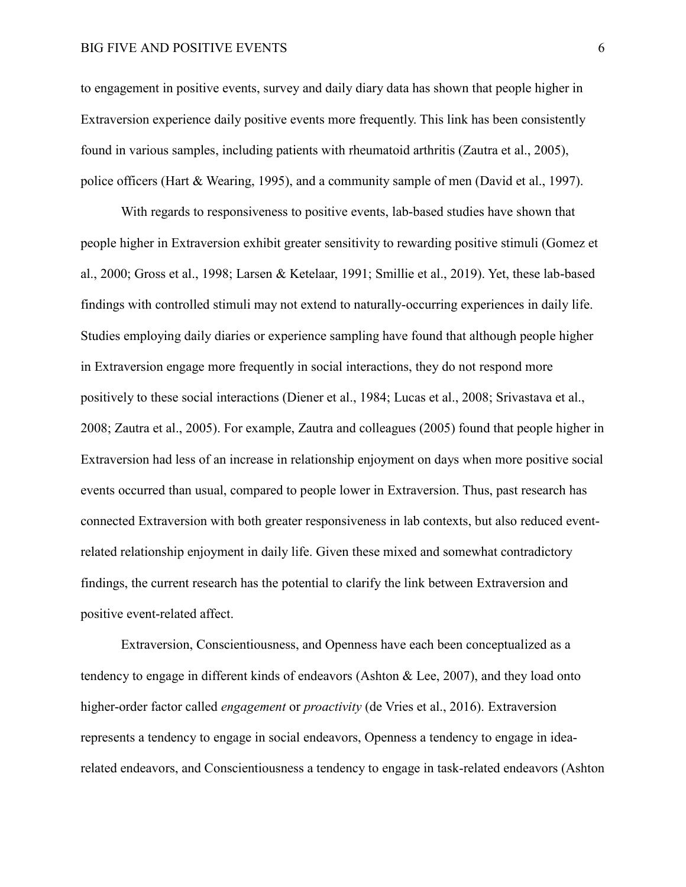to engagement in positive events, survey and daily diary data has shown that people higher in Extraversion experience daily positive events more frequently. This link has been consistently found in various samples, including patients with rheumatoid arthritis (Zautra et al., 2005), police officers (Hart & Wearing, 1995), and a community sample of men (David et al., 1997).

With regards to responsiveness to positive events, lab-based studies have shown that people higher in Extraversion exhibit greater sensitivity to rewarding positive stimuli (Gomez et al., 2000; Gross et al., 1998; Larsen & Ketelaar, 1991; Smillie et al., 2019). Yet, these lab-based findings with controlled stimuli may not extend to naturally-occurring experiences in daily life. Studies employing daily diaries or experience sampling have found that although people higher in Extraversion engage more frequently in social interactions, they do not respond more positively to these social interactions (Diener et al., 1984; Lucas et al., 2008; Srivastava et al., 2008; Zautra et al., 2005). For example, Zautra and colleagues (2005) found that people higher in Extraversion had less of an increase in relationship enjoyment on days when more positive social events occurred than usual, compared to people lower in Extraversion. Thus, past research has connected Extraversion with both greater responsiveness in lab contexts, but also reduced event-related relationship enjoyment in daily life. Given these mixed and somewhat contradictory findings, the current research has the potential to clarify the link between Extraversion and positive event-related affect.

Extraversion, Conscientiousness, and Openness have each been conceptualized as a tendency to engage in different kinds of endeavors (Ashton & Lee, 2007), and they load onto higher-order factor called *engagement* or *proactivity* (de Vries et al., 2016). Extraversion represents a tendency to engage in social endeavors, Openness a tendency to engage in idea-related endeavors, and Conscientiousness a tendency to engage in task-related endeavors (Ashton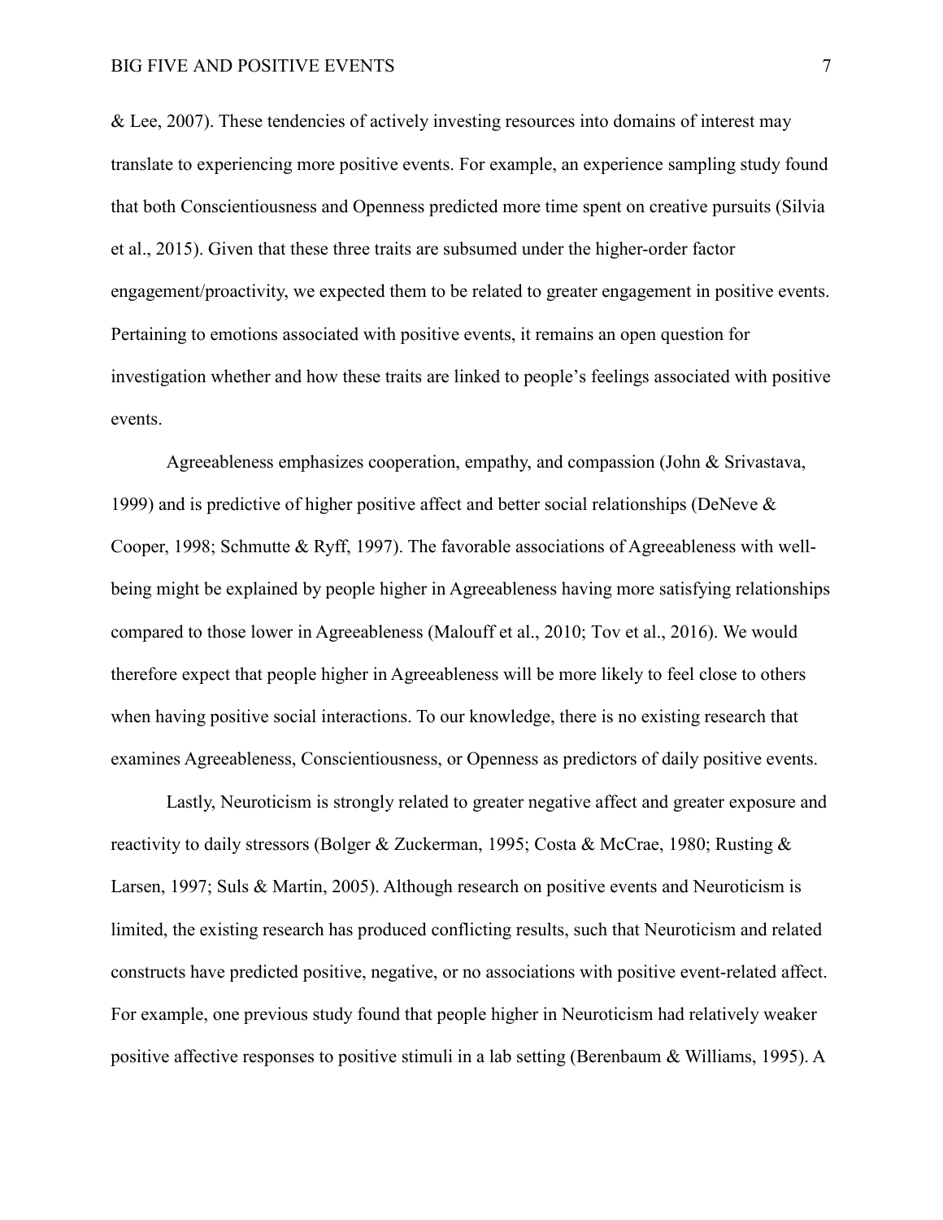& Lee, 2007). These tendencies of actively investing resources into domains of interest may translate to experiencing more positive events. For example, an experience sampling study found that both Conscientiousness and Openness predicted more time spent on creative pursuits (Silvia et al., 2015). Given that these three traits are subsumed under the higher-order factor engagement/proactivity, we expected them to be related to greater engagement in positive events. Pertaining to emotions associated with positive events, it remains an open question for investigation whether and how these traits are linked to people's feelings associated with positive events.

Agreeableness emphasizes cooperation, empathy, and compassion (John & Srivastava, 1999) and is predictive of higher positive affect and better social relationships (DeNeve & Cooper, 1998; Schmutte & Ryff, 1997). The favorable associations of Agreeableness with well-being might be explained by people higher in Agreeableness having more satisfying relationships compared to those lower in Agreeableness (Malouff et al., 2010; Tov et al., 2016). We would therefore expect that people higher in Agreeableness will be more likely to feel close to others when having positive social interactions. To our knowledge, there is no existing research that examines Agreeableness, Conscientiousness, or Openness as predictors of daily positive events.

Lastly, Neuroticism is strongly related to greater negative affect and greater exposure and reactivity to daily stressors (Bolger & Zuckerman, 1995; Costa & McCrae, 1980; Rusting & Larsen, 1997; Suls & Martin, 2005). Although research on positive events and Neuroticism is limited, the existing research has produced conflicting results, such that Neuroticism and related constructs have predicted positive, negative, or no associations with positive event-related affect. For example, one previous study found that people higher in Neuroticism had relatively weaker positive affective responses to positive stimuli in a lab setting (Berenbaum & Williams, 1995). A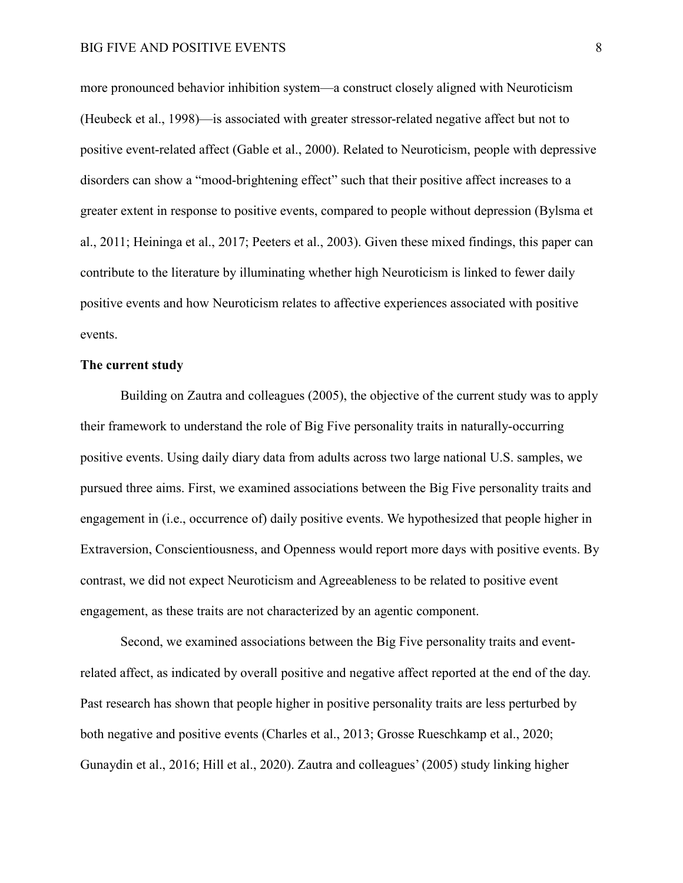more pronounced behavior inhibition system—a construct closely aligned with Neuroticism (Heubeck et al., 1998)—is associated with greater stressor-related negative affect but not to positive event-related affect (Gable et al., 2000). Related to Neuroticism, people with depressive disorders can show a "mood-brightening effect" such that their positive affect increases to a greater extent in response to positive events, compared to people without depression (Bylsma et al., 2011; Heininga et al., 2017; Peeters et al., 2003). Given these mixed findings, this paper can contribute to the literature by illuminating whether high Neuroticism is linked to fewer daily positive events and how Neuroticism relates to affective experiences associated with positive events.

**The current study**

Building on Zautra and colleagues (2005), the objective of the current study was to apply their framework to understand the role of Big Five personality traits in naturally-occurring positive events. Using daily diary data from adults across two large national U.S. samples, we pursued three aims. First, we examined associations between the Big Five personality traits and engagement in (i.e., occurrence of) daily positive events. We hypothesized that people higher in Extraversion, Conscientiousness, and Openness would report more days with positive events. By contrast, we did not expect Neuroticism and Agreeableness to be related to positive event engagement, as these traits are not characterized by an agentic component.

Second, we examined associations between the Big Five personality traits and event-related affect, as indicated by overall positive and negative affect reported at the end of the day. Past research has shown that people higher in positive personality traits are less perturbed by both negative and positive events (Charles et al., 2013; Grosse Rueschkamp et al., 2020; Gunaydin et al., 2016; Hill et al., 2020). Zautra and colleagues' (2005) study linking higher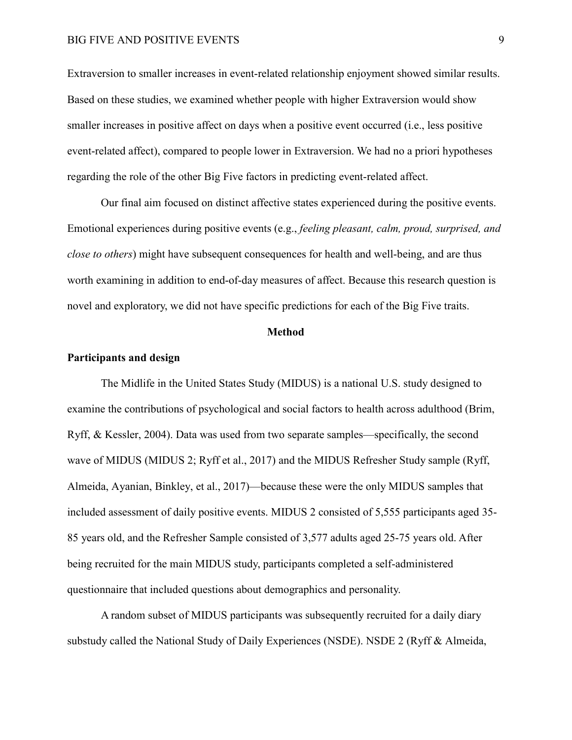Extraversion to smaller increases in event-related relationship enjoyment showed similar results. Based on these studies, we examined whether people with higher Extraversion would show smaller increases in positive affect on days when a positive event occurred (i.e., less positive event-related affect), compared to people lower in Extraversion. We had no a priori hypotheses regarding the role of the other Big Five factors in predicting event-related affect.

Our final aim focused on distinct affective states experienced during the positive events. Emotional experiences during positive events (e.g., *feeling pleasant, calm, proud, surprised, and close to others*) might have subsequent consequences for health and well-being, and are thus worth examining in addition to end-of-day measures of affect. Because this research question is novel and exploratory, we did not have specific predictions for each of the Big Five traits.

## Method

### Participants and design

The Midlife in the United States Study (MIDUS) is a national U.S. study designed to examine the contributions of psychological and social factors to health across adulthood (Brim, Ryff, & Kessler, 2004). Data was used from two separate samples—specifically, the second wave of MIDUS (MIDUS 2; Ryff et al., 2017) and the MIDUS Refresher Study sample (Ryff, Almeida, Ayanian, Binkley, et al., 2017)—because these were the only MIDUS samples that included assessment of daily positive events. MIDUS 2 consisted of 5,555 participants aged 35-85 years old, and the Refresher Sample consisted of 3,577 adults aged 25-75 years old. After being recruited for the main MIDUS study, participants completed a self-administered questionnaire that included questions about demographics and personality.

A random subset of MIDUS participants was subsequently recruited for a daily diary substudy called the National Study of Daily Experiences (NSDE). NSDE 2 (Ryff & Almeida,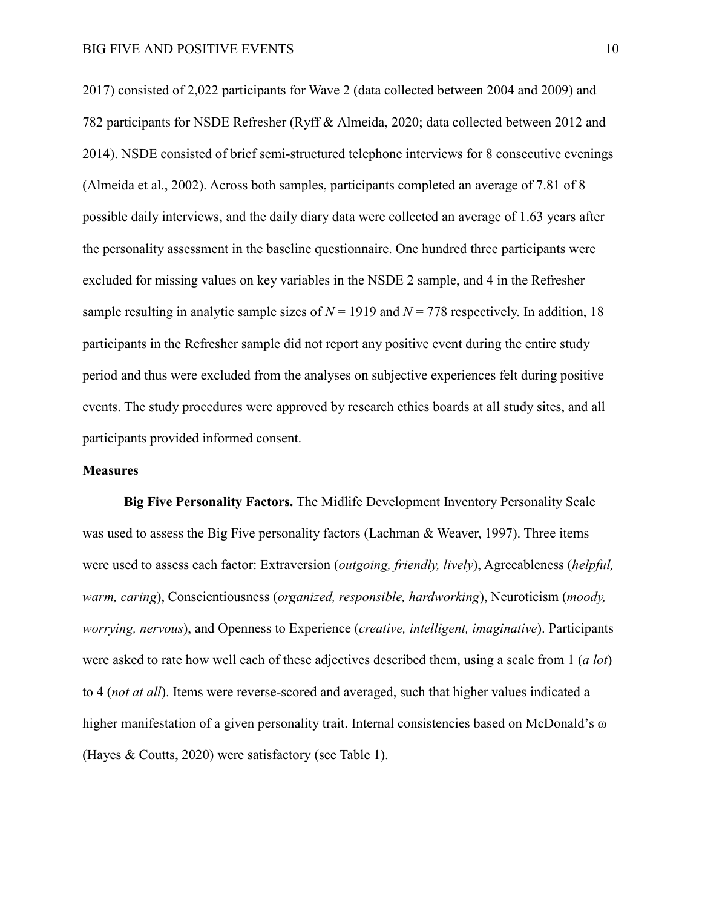2017) consisted of 2,022 participants for Wave 2 (data collected between 2004 and 2009) and 782 participants for NSDE Refresher (Ryff & Almeida, 2020; data collected between 2012 and 2014). NSDE consisted of brief semi-structured telephone interviews for 8 consecutive evenings (Almeida et al., 2002). Across both samples, participants completed an average of 7.81 of 8 possible daily interviews, and the daily diary data were collected an average of 1.63 years after the personality assessment in the baseline questionnaire. One hundred three participants were excluded for missing values on key variables in the NSDE 2 sample, and 4 in the Refresher sample resulting in analytic sample sizes of $N = 1919$ and $N = 778$ respectively. In addition, 18 participants in the Refresher sample did not report any positive event during the entire study period and thus were excluded from the analyses on subjective experiences felt during positive events. The study procedures were approved by research ethics boards at all study sites, and all participants provided informed consent.

## Measures

**Big Five Personality Factors.** The Midlife Development Inventory Personality Scale was used to assess the Big Five personality factors (Lachman & Weaver, 1997). Three items were used to assess each factor: Extraversion (*outgoing, friendly, lively*), Agreeableness (*helpful, warm, caring*), Conscientiousness (*organized, responsible, hardworking*), Neuroticism (*moody, worrying, nervous*), and Openness to Experience (*creative, intelligent, imaginative*). Participants were asked to rate how well each of these adjectives described them, using a scale from 1 (*a lot*) to 4 (*not at all*). Items were reverse-scored and averaged, such that higher values indicated a higher manifestation of a given personality trait. Internal consistencies based on McDonald's $\omega$ (Hayes & Coutts, 2020) were satisfactory (see Table 1).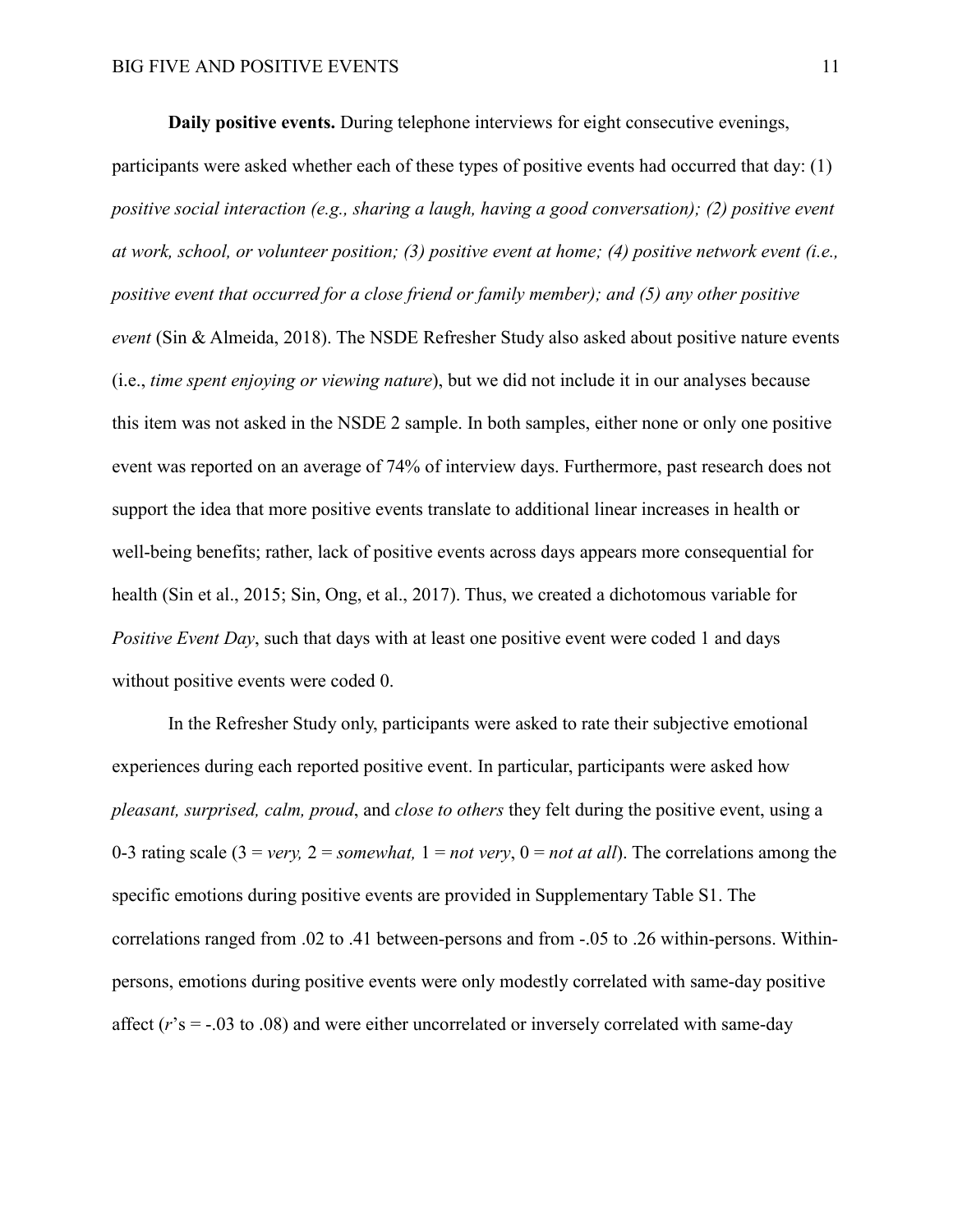**Daily positive events.** During telephone interviews for eight consecutive evenings, participants were asked whether each of these types of positive events had occurred that day: (1) *positive social interaction (e.g., sharing a laugh, having a good conversation); (2) positive event at work, school, or volunteer position; (3) positive event at home; (4) positive network event (i.e., positive event that occurred for a close friend or family member); and (5) any other positive event* (Sin & Almeida, 2018). The NSDE Refresher Study also asked about positive nature events (i.e., *time spent enjoying or viewing nature*), but we did not include it in our analyses because this item was not asked in the NSDE 2 sample. In both samples, either none or only one positive event was reported on an average of 74% of interview days. Furthermore, past research does not support the idea that more positive events translate to additional linear increases in health or well-being benefits; rather, lack of positive events across days appears more consequential for health (Sin et al., 2015; Sin, Ong, et al., 2017). Thus, we created a dichotomous variable for *Positive Event Day*, such that days with at least one positive event were coded 1 and days without positive events were coded 0.

In the Refresher Study only, participants were asked to rate their subjective emotional experiences during each reported positive event. In particular, participants were asked how *pleasant, surprised, calm, proud*, and *close to others* they felt during the positive event, using a 0-3 rating scale (3 = *very,* 2 = *somewhat,* 1 = *not very*, 0 = *not at all*). The correlations among the specific emotions during positive events are provided in Supplementary Table S1. The correlations ranged from .02 to .41 between-persons and from -.05 to .26 within-persons. Within-persons, emotions during positive events were only modestly correlated with same-day positive affect ($r$'s = -.03 to .08) and were either uncorrelated or inversely correlated with same-day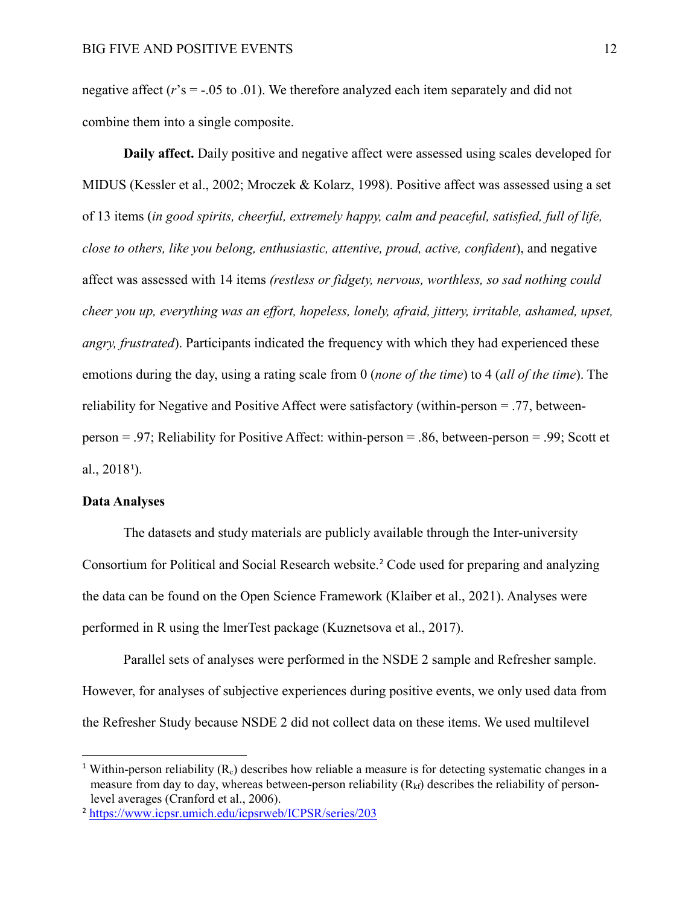negative affect ($r$'s = -.05 to .01). We therefore analyzed each item separately and did not combine them into a single composite.

**Daily affect.** Daily positive and negative affect were assessed using scales developed for MIDUS (Kessler et al., 2002; Mroczek & Kolarz, 1998). Positive affect was assessed using a set of 13 items (*in good spirits, cheerful, extremely happy, calm and peaceful, satisfied, full of life, close to others, like you belong, enthusiastic, attentive, proud, active, confident*), and negative affect was assessed with 14 items *(restless or fidgety, nervous, worthless, so sad nothing could cheer you up, everything was an effort, hopeless, lonely, afraid, jittery, irritable, ashamed, upset, angry, frustrated*). Participants indicated the frequency with which they had experienced these emotions during the day, using a rating scale from 0 (*none of the time*) to 4 (*all of the time*). The reliability for Negative and Positive Affect were satisfactory (within-person = .77, between-person = .97; Reliability for Positive Affect: within-person = .86, between-person = .99; Scott et al., 2018[1]).

### Data Analyses

The datasets and study materials are publicly available through the Inter-university Consortium for Political and Social Research website.[2] Code used for preparing and analyzing the data can be found on the Open Science Framework (Klaiber et al., 2021). Analyses were performed in R using the lmerTest package (Kuznetsova et al., 2017).

Parallel sets of analyses were performed in the NSDE 2 sample and Refresher sample. However, for analyses of subjective experiences during positive events, we only used data from the Refresher Study because NSDE 2 did not collect data on these items. We used multilevel

---

[1] Within-person reliability ($R_c$) describes how reliable a measure is for detecting systematic changes in a measure from day to day, whereas between-person reliability ($R_{kf}$) describes the reliability of person-level averages (Cranford et al., 2006).

[2] https://www.icpsr.umich.edu/icpsrweb/ICPSR/series/203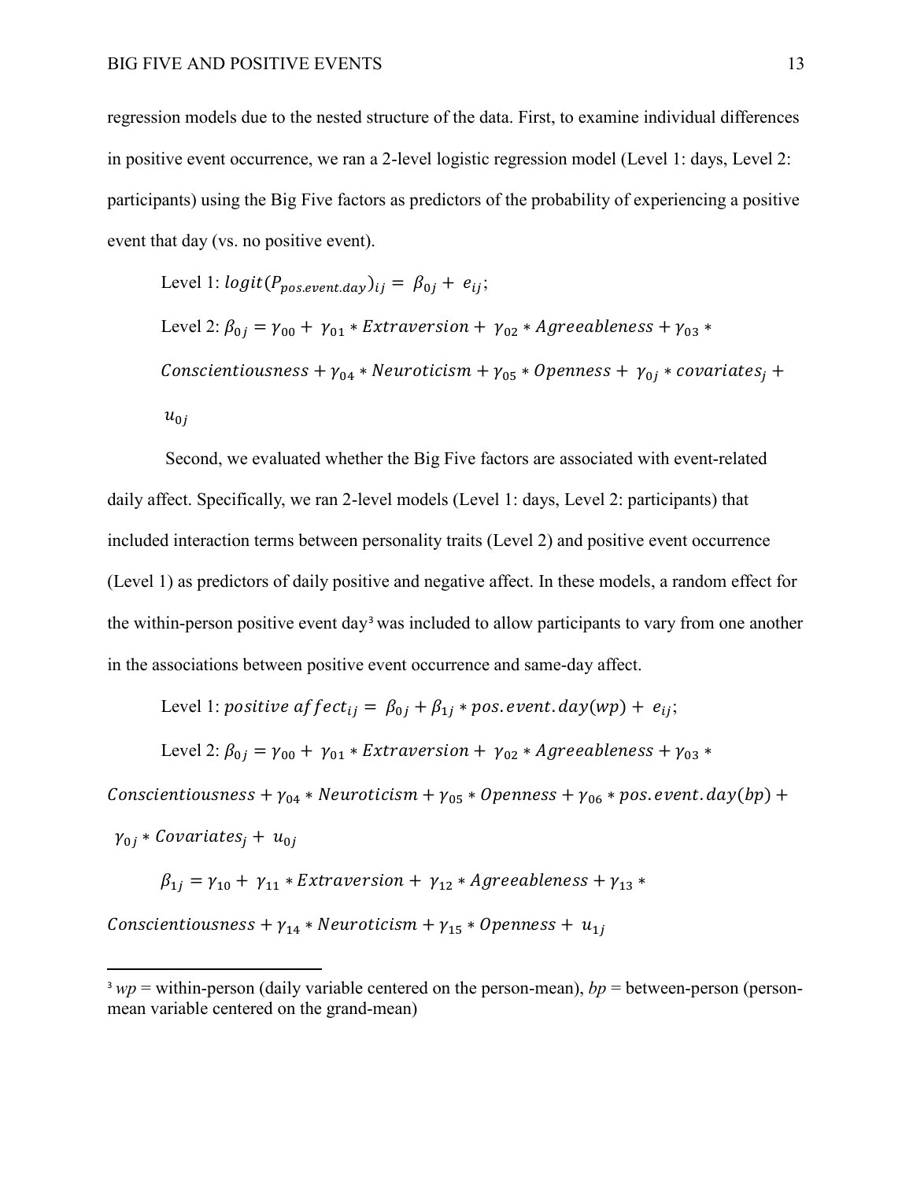regression models due to the nested structure of the data. First, to examine individual differences in positive event occurrence, we ran a 2-level logistic regression model (Level 1: days, Level 2: participants) using the Big Five factors as predictors of the probability of experiencing a positive event that day (vs. no positive event).

Level 1: $logit(P_{pos.event.day})_{ij} = \beta_{0j} + e_{ij}$;

Level 2: $\beta_{0j} = \gamma_{00} + \gamma_{01} * Extraversion + \gamma_{02} * Agreeableness + \gamma_{03} * Conscientiousness + \gamma_{04} * Neuroticism + \gamma_{05} * Openness + \gamma_{0j} * covariates_j + u_{0j}$

Second, we evaluated whether the Big Five factors are associated with event-related daily affect. Specifically, we ran 2-level models (Level 1: days, Level 2: participants) that included interaction terms between personality traits (Level 2) and positive event occurrence (Level 1) as predictors of daily positive and negative affect. In these models, a random effect for the within-person positive event day[3] was included to allow participants to vary from one another in the associations between positive event occurrence and same-day affect.

Level 1: $positive\ affect_{ij} = \beta_{0j} + \beta_{1j} * pos.event.day(wp) + e_{ij}$;

Level 2: $\beta_{0j} = \gamma_{00} + \gamma_{01} * Extraversion + \gamma_{02} * Agreeableness + \gamma_{03} * Conscientiousness + \gamma_{04} * Neuroticism + \gamma_{05} * Openness + \gamma_{06} * pos.event.day(bp) + \gamma_{0j} * Covariates_j + u_{0j}$

$\beta_{1j} = \gamma_{10} + \gamma_{11} * Extraversion + \gamma_{12} * Agreeableness + \gamma_{13} * Conscientiousness + \gamma_{14} * Neuroticism + \gamma_{15} * Openness + u_{1j}$

[3] *wp* = within-person (daily variable centered on the person-mean), *bp* = between-person (person-mean variable centered on the grand-mean)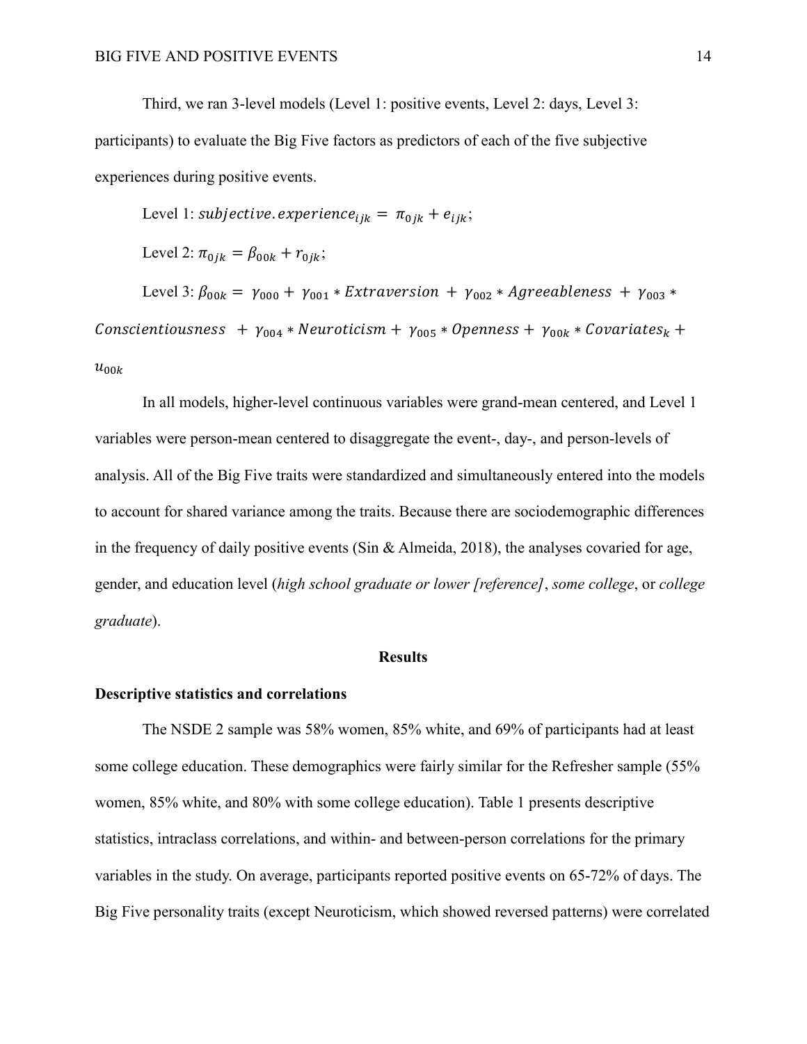Third, we ran 3-level models (Level 1: positive events, Level 2: days, Level 3: participants) to evaluate the Big Five factors as predictors of each of the five subjective experiences during positive events.

Level 1: $subjective.experience_{ijk} = \pi_{0jk} + e_{ijk}$;

Level 2: $\pi_{0jk} = \beta_{00k} + r_{0jk}$;

Level 3: $\beta_{00k} = \gamma_{000} + \gamma_{001} * Extraversion + \gamma_{002} * Agreeableness + \gamma_{003} * Conscientiousness + \gamma_{004} * Neuroticism + \gamma_{005} * Openness + \gamma_{00k} * Covariates_k + u_{00k}$

In all models, higher-level continuous variables were grand-mean centered, and Level 1 variables were person-mean centered to disaggregate the event-, day-, and person-levels of analysis. All of the Big Five traits were standardized and simultaneously entered into the models to account for shared variance among the traits. Because there are sociodemographic differences in the frequency of daily positive events (Sin & Almeida, 2018), the analyses covaried for age, gender, and education level (*high school graduate or lower [reference]*, *some college*, or *college graduate*).

## Results

### Descriptive statistics and correlations

The NSDE 2 sample was 58% women, 85% white, and 69% of participants had at least some college education. These demographics were fairly similar for the Refresher sample (55% women, 85% white, and 80% with some college education). Table 1 presents descriptive statistics, intraclass correlations, and within- and between-person correlations for the primary variables in the study. On average, participants reported positive events on 65-72% of days. The Big Five personality traits (except Neuroticism, which showed reversed patterns) were correlated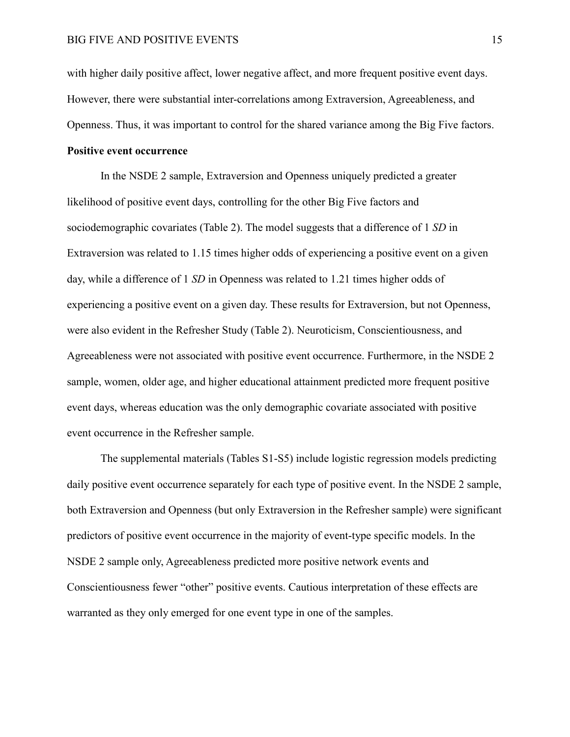with higher daily positive affect, lower negative affect, and more frequent positive event days. However, there were substantial inter-correlations among Extraversion, Agreeableness, and Openness. Thus, it was important to control for the shared variance among the Big Five factors.

**Positive event occurrence**

In the NSDE 2 sample, Extraversion and Openness uniquely predicted a greater likelihood of positive event days, controlling for the other Big Five factors and sociodemographic covariates (Table 2). The model suggests that a difference of 1 *SD* in Extraversion was related to 1.15 times higher odds of experiencing a positive event on a given day, while a difference of 1 *SD* in Openness was related to 1.21 times higher odds of experiencing a positive event on a given day. These results for Extraversion, but not Openness, were also evident in the Refresher Study (Table 2). Neuroticism, Conscientiousness, and Agreeableness were not associated with positive event occurrence. Furthermore, in the NSDE 2 sample, women, older age, and higher educational attainment predicted more frequent positive event days, whereas education was the only demographic covariate associated with positive event occurrence in the Refresher sample.

The supplemental materials (Tables S1-S5) include logistic regression models predicting daily positive event occurrence separately for each type of positive event. In the NSDE 2 sample, both Extraversion and Openness (but only Extraversion in the Refresher sample) were significant predictors of positive event occurrence in the majority of event-type specific models. In the NSDE 2 sample only, Agreeableness predicted more positive network events and Conscientiousness fewer "other" positive events. Cautious interpretation of these effects are warranted as they only emerged for one event type in one of the samples.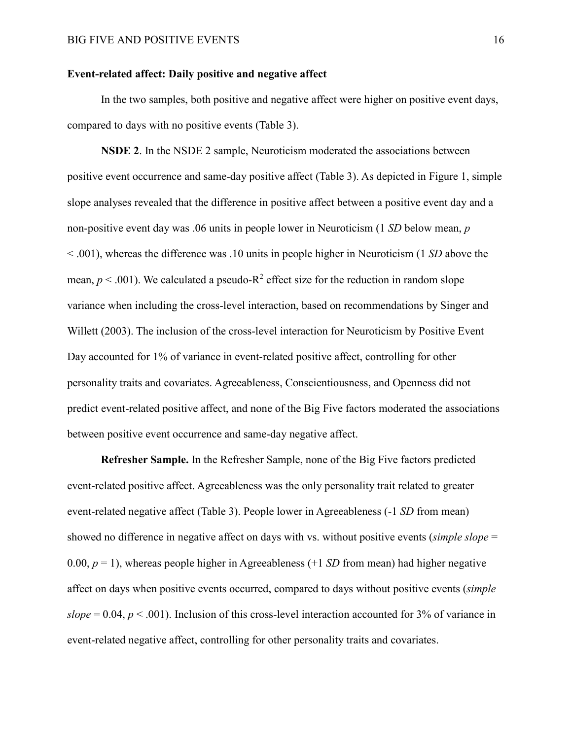**Event-related affect: Daily positive and negative affect**

In the two samples, both positive and negative affect were higher on positive event days, compared to days with no positive events (Table 3).

**NSDE 2**. In the NSDE 2 sample, Neuroticism moderated the associations between positive event occurrence and same-day positive affect (Table 3). As depicted in Figure 1, simple slope analyses revealed that the difference in positive affect between a positive event day and a non-positive event day was .06 units in people lower in Neuroticism (1 *SD* below mean, $p < .001$), whereas the difference was .10 units in people higher in Neuroticism (1 *SD* above the mean, $p < .001$). We calculated a pseudo-$R^2$ effect size for the reduction in random slope variance when including the cross-level interaction, based on recommendations by Singer and Willett (2003). The inclusion of the cross-level interaction for Neuroticism by Positive Event Day accounted for 1% of variance in event-related positive affect, controlling for other personality traits and covariates. Agreeableness, Conscientiousness, and Openness did not predict event-related positive affect, and none of the Big Five factors moderated the associations between positive event occurrence and same-day negative affect.

**Refresher Sample.** In the Refresher Sample, none of the Big Five factors predicted event-related positive affect. Agreeableness was the only personality trait related to greater event-related negative affect (Table 3). People lower in Agreeableness (-1 *SD* from mean) showed no difference in negative affect on days with vs. without positive events (*simple slope* = 0.00, $p = 1$), whereas people higher in Agreeableness (+1 *SD* from mean) had higher negative affect on days when positive events occurred, compared to days without positive events (*simple slope* = 0.04, $p < .001$). Inclusion of this cross-level interaction accounted for 3% of variance in event-related negative affect, controlling for other personality traits and covariates.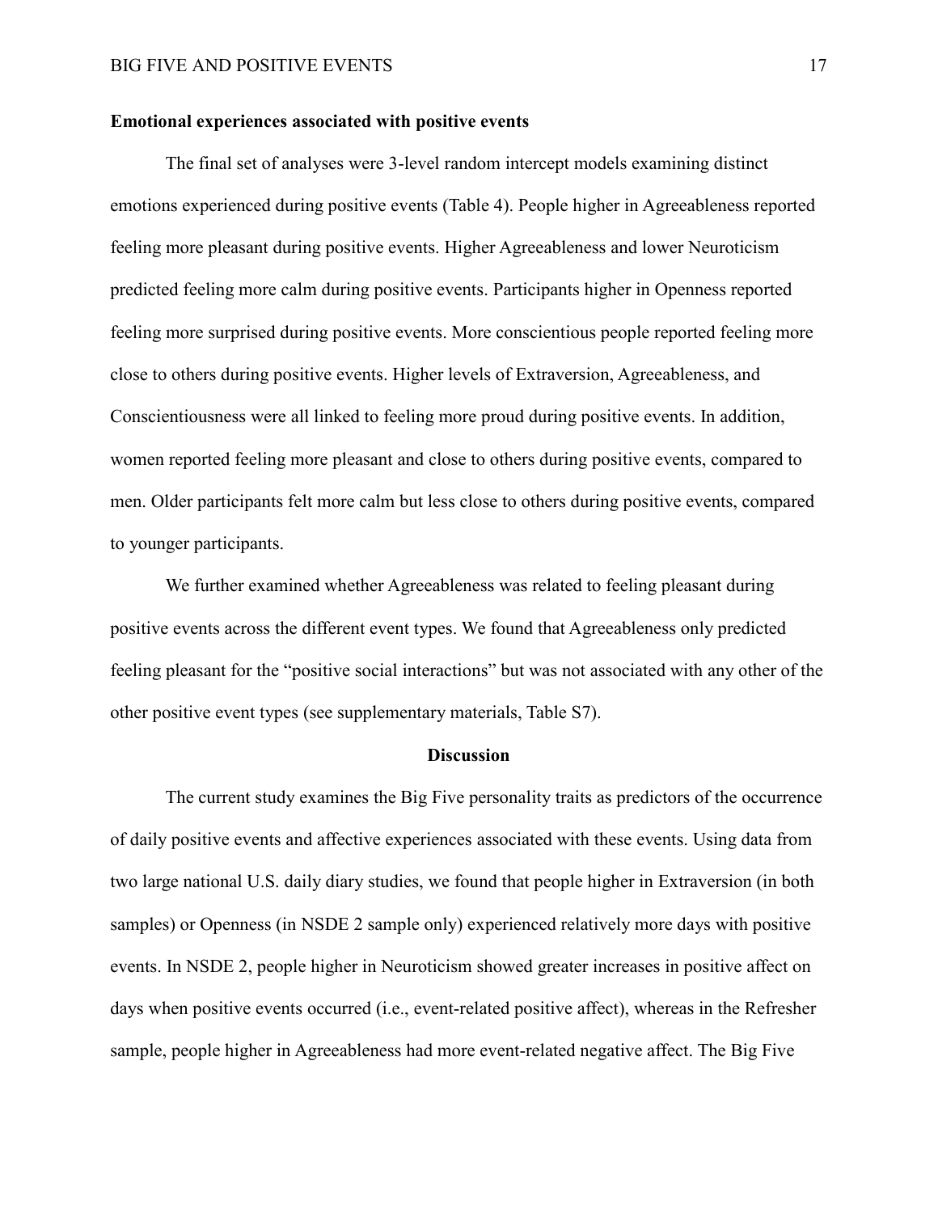**Emotional experiences associated with positive events**

The final set of analyses were 3-level random intercept models examining distinct emotions experienced during positive events (Table 4). People higher in Agreeableness reported feeling more pleasant during positive events. Higher Agreeableness and lower Neuroticism predicted feeling more calm during positive events. Participants higher in Openness reported feeling more surprised during positive events. More conscientious people reported feeling more close to others during positive events. Higher levels of Extraversion, Agreeableness, and Conscientiousness were all linked to feeling more proud during positive events. In addition, women reported feeling more pleasant and close to others during positive events, compared to men. Older participants felt more calm but less close to others during positive events, compared to younger participants.

We further examined whether Agreeableness was related to feeling pleasant during positive events across the different event types. We found that Agreeableness only predicted feeling pleasant for the "positive social interactions" but was not associated with any other of the other positive event types (see supplementary materials, Table S7).

## Discussion

The current study examines the Big Five personality traits as predictors of the occurrence of daily positive events and affective experiences associated with these events. Using data from two large national U.S. daily diary studies, we found that people higher in Extraversion (in both samples) or Openness (in NSDE 2 sample only) experienced relatively more days with positive events. In NSDE 2, people higher in Neuroticism showed greater increases in positive affect on days when positive events occurred (i.e., event-related positive affect), whereas in the Refresher sample, people higher in Agreeableness had more event-related negative affect. The Big Five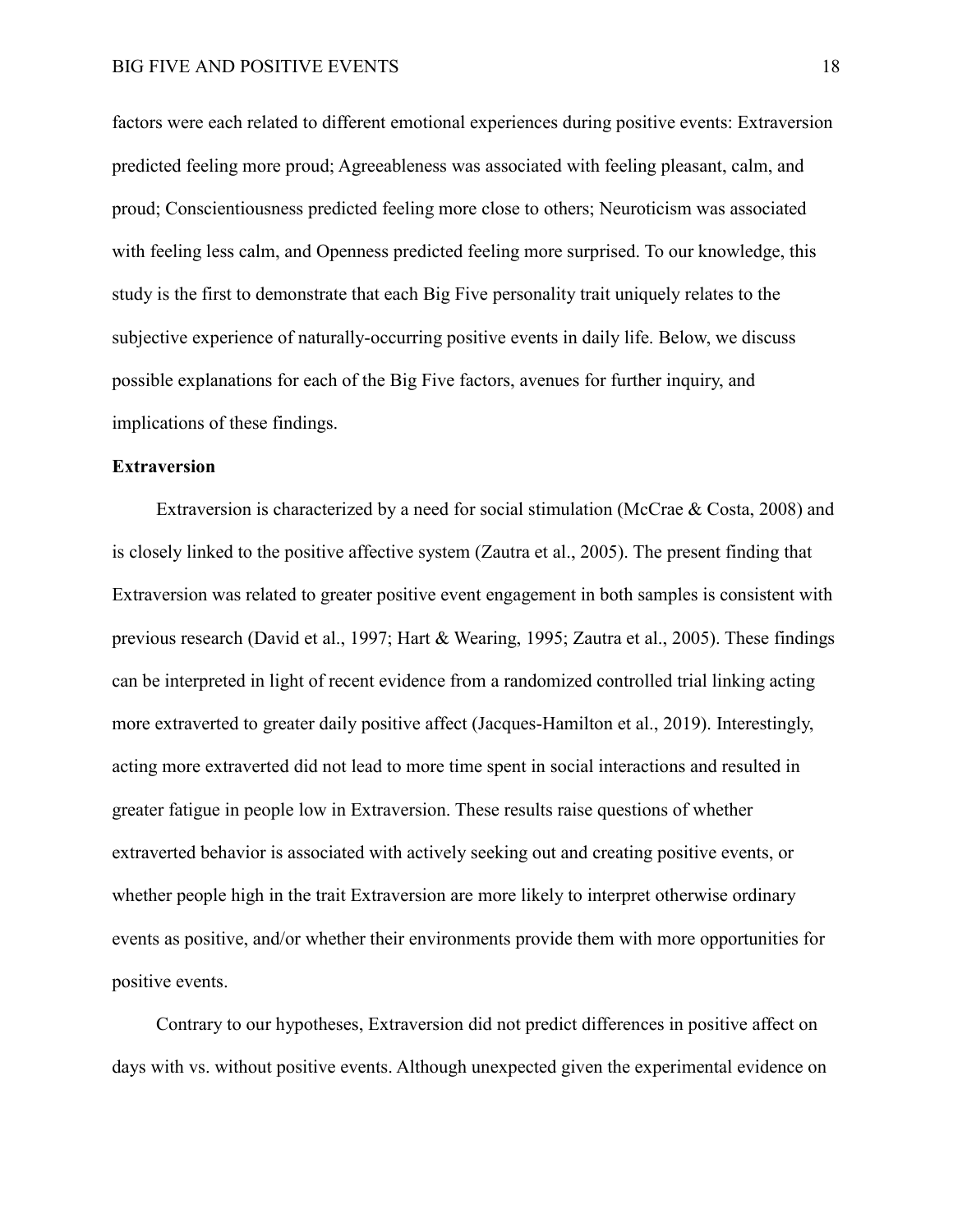factors were each related to different emotional experiences during positive events: Extraversion predicted feeling more proud; Agreeableness was associated with feeling pleasant, calm, and proud; Conscientiousness predicted feeling more close to others; Neuroticism was associated with feeling less calm, and Openness predicted feeling more surprised. To our knowledge, this study is the first to demonstrate that each Big Five personality trait uniquely relates to the subjective experience of naturally-occurring positive events in daily life. Below, we discuss possible explanations for each of the Big Five factors, avenues for further inquiry, and implications of these findings.

**Extraversion**

Extraversion is characterized by a need for social stimulation (McCrae & Costa, 2008) and is closely linked to the positive affective system (Zautra et al., 2005). The present finding that Extraversion was related to greater positive event engagement in both samples is consistent with previous research (David et al., 1997; Hart & Wearing, 1995; Zautra et al., 2005). These findings can be interpreted in light of recent evidence from a randomized controlled trial linking acting more extraverted to greater daily positive affect (Jacques-Hamilton et al., 2019). Interestingly, acting more extraverted did not lead to more time spent in social interactions and resulted in greater fatigue in people low in Extraversion. These results raise questions of whether extraverted behavior is associated with actively seeking out and creating positive events, or whether people high in the trait Extraversion are more likely to interpret otherwise ordinary events as positive, and/or whether their environments provide them with more opportunities for positive events.

Contrary to our hypotheses, Extraversion did not predict differences in positive affect on days with vs. without positive events. Although unexpected given the experimental evidence on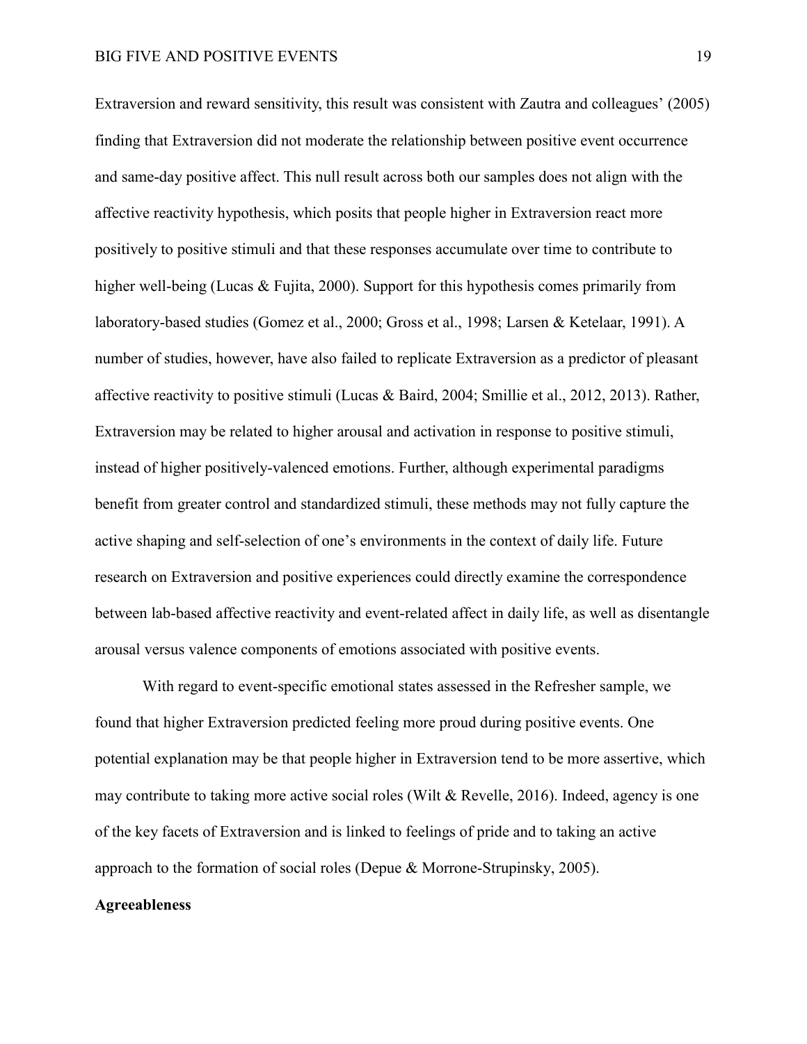Extraversion and reward sensitivity, this result was consistent with Zautra and colleagues' (2005) finding that Extraversion did not moderate the relationship between positive event occurrence and same-day positive affect. This null result across both our samples does not align with the affective reactivity hypothesis, which posits that people higher in Extraversion react more positively to positive stimuli and that these responses accumulate over time to contribute to higher well-being (Lucas & Fujita, 2000). Support for this hypothesis comes primarily from laboratory-based studies (Gomez et al., 2000; Gross et al., 1998; Larsen & Ketelaar, 1991). A number of studies, however, have also failed to replicate Extraversion as a predictor of pleasant affective reactivity to positive stimuli (Lucas & Baird, 2004; Smillie et al., 2012, 2013). Rather, Extraversion may be related to higher arousal and activation in response to positive stimuli, instead of higher positively-valenced emotions. Further, although experimental paradigms benefit from greater control and standardized stimuli, these methods may not fully capture the active shaping and self-selection of one's environments in the context of daily life. Future research on Extraversion and positive experiences could directly examine the correspondence between lab-based affective reactivity and event-related affect in daily life, as well as disentangle arousal versus valence components of emotions associated with positive events.

With regard to event-specific emotional states assessed in the Refresher sample, we found that higher Extraversion predicted feeling more proud during positive events. One potential explanation may be that people higher in Extraversion tend to be more assertive, which may contribute to taking more active social roles (Wilt & Revelle, 2016). Indeed, agency is one of the key facets of Extraversion and is linked to feelings of pride and to taking an active approach to the formation of social roles (Depue & Morrone-Strupinsky, 2005).

**Agreeableness**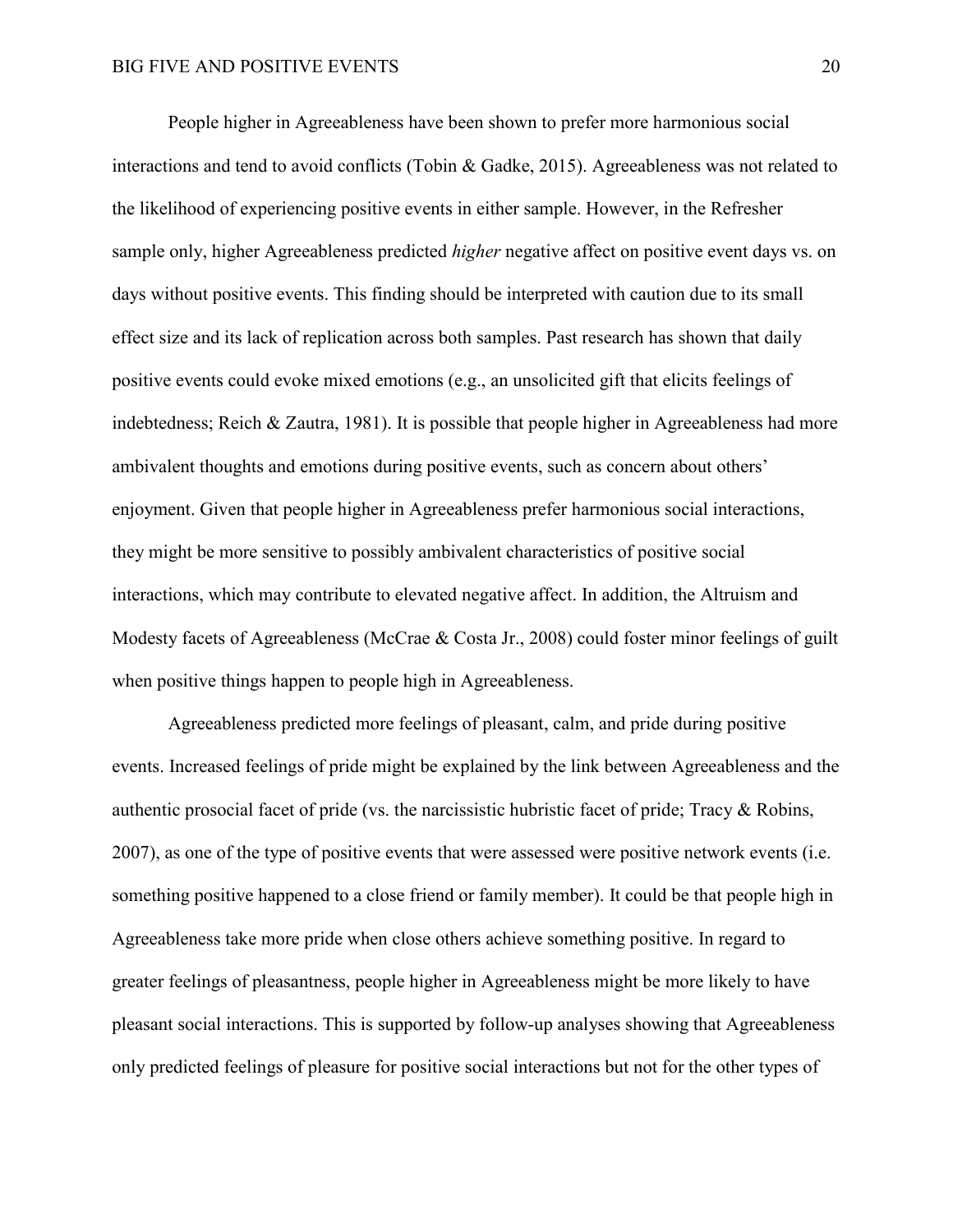People higher in Agreeableness have been shown to prefer more harmonious social interactions and tend to avoid conflicts (Tobin & Gadke, 2015). Agreeableness was not related to the likelihood of experiencing positive events in either sample. However, in the Refresher sample only, higher Agreeableness predicted *higher* negative affect on positive event days vs. on days without positive events. This finding should be interpreted with caution due to its small effect size and its lack of replication across both samples. Past research has shown that daily positive events could evoke mixed emotions (e.g., an unsolicited gift that elicits feelings of indebtedness; Reich & Zautra, 1981). It is possible that people higher in Agreeableness had more ambivalent thoughts and emotions during positive events, such as concern about others' enjoyment. Given that people higher in Agreeableness prefer harmonious social interactions, they might be more sensitive to possibly ambivalent characteristics of positive social interactions, which may contribute to elevated negative affect. In addition, the Altruism and Modesty facets of Agreeableness (McCrae & Costa Jr., 2008) could foster minor feelings of guilt when positive things happen to people high in Agreeableness.

Agreeableness predicted more feelings of pleasant, calm, and pride during positive events. Increased feelings of pride might be explained by the link between Agreeableness and the authentic prosocial facet of pride (vs. the narcissistic hubristic facet of pride; Tracy & Robins, 2007), as one of the type of positive events that were assessed were positive network events (i.e. something positive happened to a close friend or family member). It could be that people high in Agreeableness take more pride when close others achieve something positive. In regard to greater feelings of pleasantness, people higher in Agreeableness might be more likely to have pleasant social interactions. This is supported by follow-up analyses showing that Agreeableness only predicted feelings of pleasure for positive social interactions but not for the other types of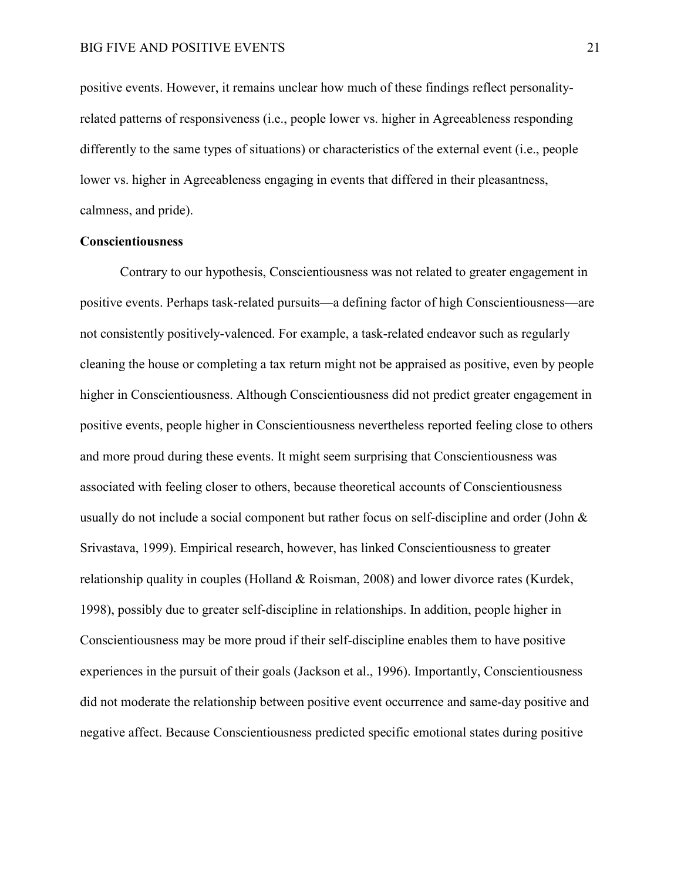positive events. However, it remains unclear how much of these findings reflect personality-related patterns of responsiveness (i.e., people lower vs. higher in Agreeableness responding differently to the same types of situations) or characteristics of the external event (i.e., people lower vs. higher in Agreeableness engaging in events that differed in their pleasantness, calmness, and pride).

**Conscientiousness**

Contrary to our hypothesis, Conscientiousness was not related to greater engagement in positive events. Perhaps task-related pursuits—a defining factor of high Conscientiousness—are not consistently positively-valenced. For example, a task-related endeavor such as regularly cleaning the house or completing a tax return might not be appraised as positive, even by people higher in Conscientiousness. Although Conscientiousness did not predict greater engagement in positive events, people higher in Conscientiousness nevertheless reported feeling close to others and more proud during these events. It might seem surprising that Conscientiousness was associated with feeling closer to others, because theoretical accounts of Conscientiousness usually do not include a social component but rather focus on self-discipline and order (John & Srivastava, 1999). Empirical research, however, has linked Conscientiousness to greater relationship quality in couples (Holland & Roisman, 2008) and lower divorce rates (Kurdek, 1998), possibly due to greater self-discipline in relationships. In addition, people higher in Conscientiousness may be more proud if their self-discipline enables them to have positive experiences in the pursuit of their goals (Jackson et al., 1996). Importantly, Conscientiousness did not moderate the relationship between positive event occurrence and same-day positive and negative affect. Because Conscientiousness predicted specific emotional states during positive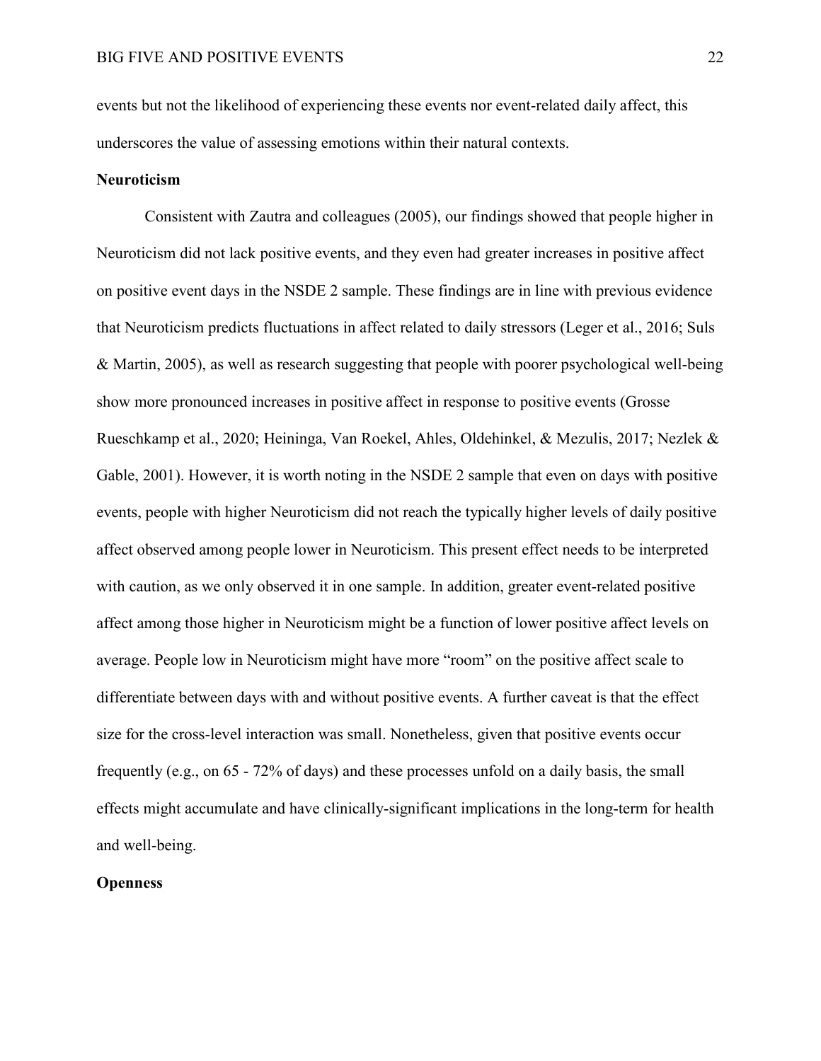events but not the likelihood of experiencing these events nor event-related daily affect, this underscores the value of assessing emotions within their natural contexts.

**Neuroticism**

Consistent with Zautra and colleagues (2005), our findings showed that people higher in Neuroticism did not lack positive events, and they even had greater increases in positive affect on positive event days in the NSDE 2 sample. These findings are in line with previous evidence that Neuroticism predicts fluctuations in affect related to daily stressors (Leger et al., 2016; Suls & Martin, 2005), as well as research suggesting that people with poorer psychological well-being show more pronounced increases in positive affect in response to positive events (Grosse Rueschkamp et al., 2020; Heininga, Van Roekel, Ahles, Oldehinkel, & Mezulis, 2017; Nezlek & Gable, 2001). However, it is worth noting in the NSDE 2 sample that even on days with positive events, people with higher Neuroticism did not reach the typically higher levels of daily positive affect observed among people lower in Neuroticism. This present effect needs to be interpreted with caution, as we only observed it in one sample. In addition, greater event-related positive affect among those higher in Neuroticism might be a function of lower positive affect levels on average. People low in Neuroticism might have more "room" on the positive affect scale to differentiate between days with and without positive events. A further caveat is that the effect size for the cross-level interaction was small. Nonetheless, given that positive events occur frequently (e.g., on 65 - 72% of days) and these processes unfold on a daily basis, the small effects might accumulate and have clinically-significant implications in the long-term for health and well-being.

**Openness**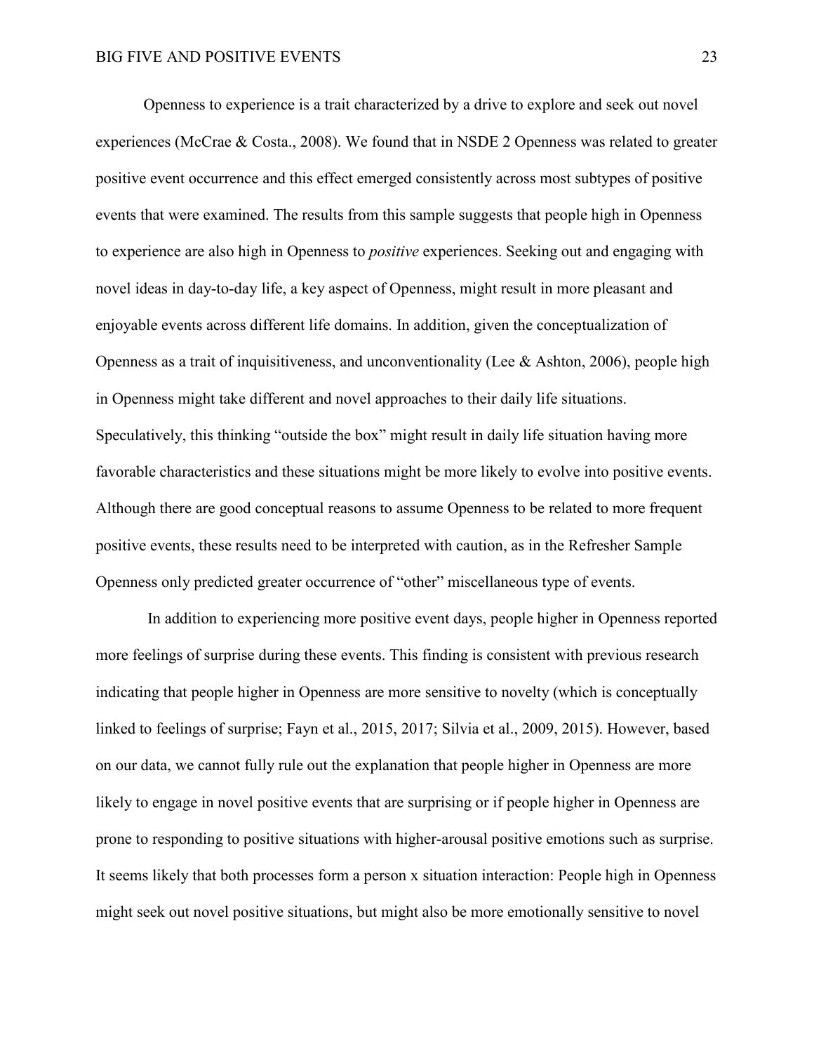Openness to experience is a trait characterized by a drive to explore and seek out novel experiences (McCrae & Costa., 2008). We found that in NSDE 2 Openness was related to greater positive event occurrence and this effect emerged consistently across most subtypes of positive events that were examined. The results from this sample suggests that people high in Openness to experience are also high in Openness to *positive* experiences. Seeking out and engaging with novel ideas in day-to-day life, a key aspect of Openness, might result in more pleasant and enjoyable events across different life domains. In addition, given the conceptualization of Openness as a trait of inquisitiveness, and unconventionality (Lee & Ashton, 2006), people high in Openness might take different and novel approaches to their daily life situations. Speculatively, this thinking "outside the box" might result in daily life situation having more favorable characteristics and these situations might be more likely to evolve into positive events. Although there are good conceptual reasons to assume Openness to be related to more frequent positive events, these results need to be interpreted with caution, as in the Refresher Sample Openness only predicted greater occurrence of "other" miscellaneous type of events.

In addition to experiencing more positive event days, people higher in Openness reported more feelings of surprise during these events. This finding is consistent with previous research indicating that people higher in Openness are more sensitive to novelty (which is conceptually linked to feelings of surprise; Fayn et al., 2015, 2017; Silvia et al., 2009, 2015). However, based on our data, we cannot fully rule out the explanation that people higher in Openness are more likely to engage in novel positive events that are surprising or if people higher in Openness are prone to responding to positive situations with higher-arousal positive emotions such as surprise. It seems likely that both processes form a person x situation interaction: People high in Openness might seek out novel positive situations, but might also be more emotionally sensitive to novel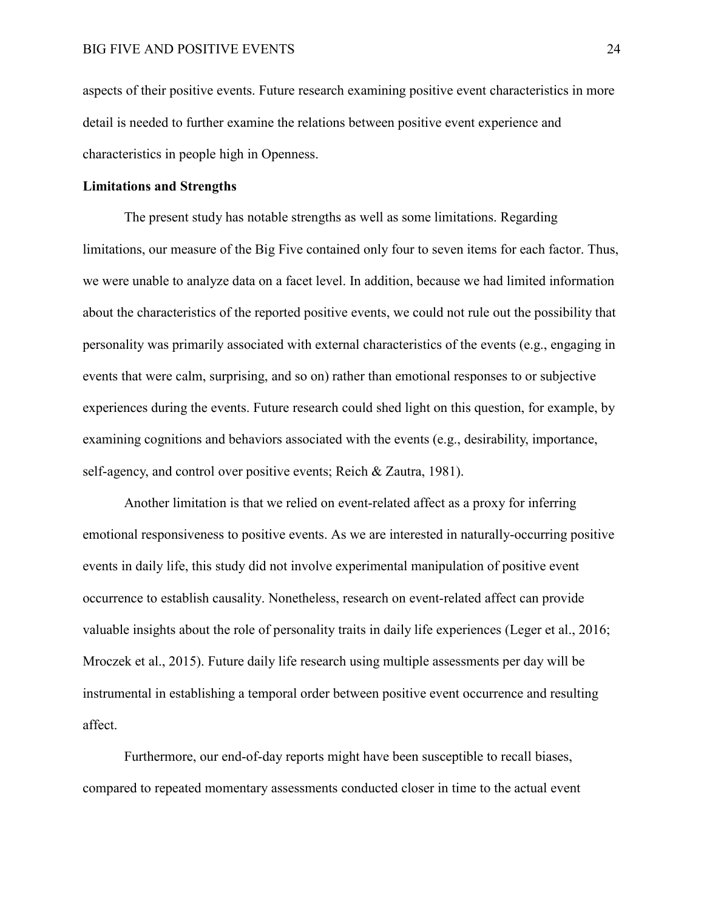aspects of their positive events. Future research examining positive event characteristics in more detail is needed to further examine the relations between positive event experience and characteristics in people high in Openness.

## Limitations and Strengths

The present study has notable strengths as well as some limitations. Regarding limitations, our measure of the Big Five contained only four to seven items for each factor. Thus, we were unable to analyze data on a facet level. In addition, because we had limited information about the characteristics of the reported positive events, we could not rule out the possibility that personality was primarily associated with external characteristics of the events (e.g., engaging in events that were calm, surprising, and so on) rather than emotional responses to or subjective experiences during the events. Future research could shed light on this question, for example, by examining cognitions and behaviors associated with the events (e.g., desirability, importance, self-agency, and control over positive events; Reich & Zautra, 1981).

Another limitation is that we relied on event-related affect as a proxy for inferring emotional responsiveness to positive events. As we are interested in naturally-occurring positive events in daily life, this study did not involve experimental manipulation of positive event occurrence to establish causality. Nonetheless, research on event-related affect can provide valuable insights about the role of personality traits in daily life experiences (Leger et al., 2016; Mroczek et al., 2015). Future daily life research using multiple assessments per day will be instrumental in establishing a temporal order between positive event occurrence and resulting affect.

Furthermore, our end-of-day reports might have been susceptible to recall biases, compared to repeated momentary assessments conducted closer in time to the actual event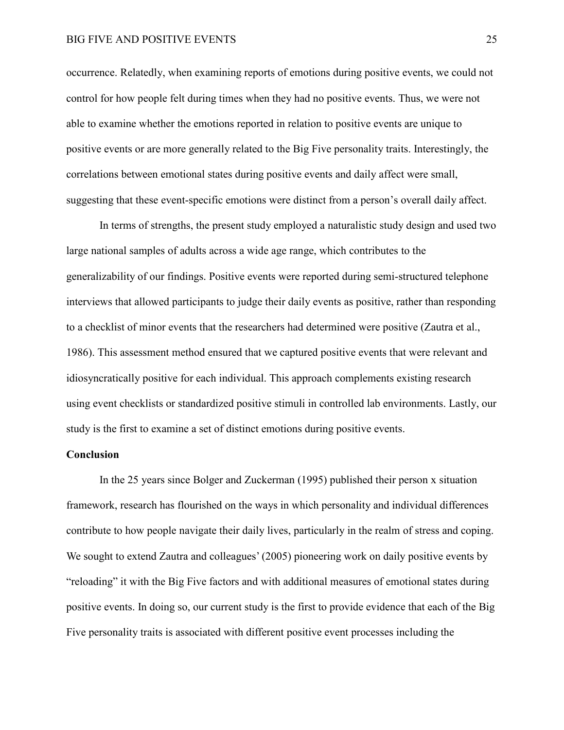occurrence. Relatedly, when examining reports of emotions during positive events, we could not control for how people felt during times when they had no positive events. Thus, we were not able to examine whether the emotions reported in relation to positive events are unique to positive events or are more generally related to the Big Five personality traits. Interestingly, the correlations between emotional states during positive events and daily affect were small, suggesting that these event-specific emotions were distinct from a person's overall daily affect.

In terms of strengths, the present study employed a naturalistic study design and used two large national samples of adults across a wide age range, which contributes to the generalizability of our findings. Positive events were reported during semi-structured telephone interviews that allowed participants to judge their daily events as positive, rather than responding to a checklist of minor events that the researchers had determined were positive (Zautra et al., 1986). This assessment method ensured that we captured positive events that were relevant and idiosyncratically positive for each individual. This approach complements existing research using event checklists or standardized positive stimuli in controlled lab environments. Lastly, our study is the first to examine a set of distinct emotions during positive events.

## Conclusion

In the 25 years since Bolger and Zuckerman (1995) published their person x situation framework, research has flourished on the ways in which personality and individual differences contribute to how people navigate their daily lives, particularly in the realm of stress and coping. We sought to extend Zautra and colleagues' (2005) pioneering work on daily positive events by "reloading" it with the Big Five factors and with additional measures of emotional states during positive events. In doing so, our current study is the first to provide evidence that each of the Big Five personality traits is associated with different positive event processes including the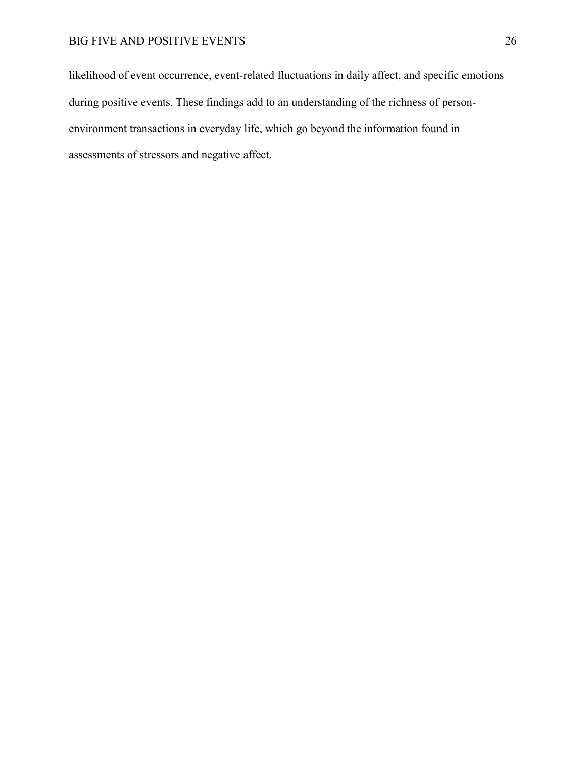likelihood of event occurrence, event-related fluctuations in daily affect, and specific emotions during positive events. These findings add to an understanding of the richness of person-environment transactions in everyday life, which go beyond the information found in assessments of stressors and negative affect.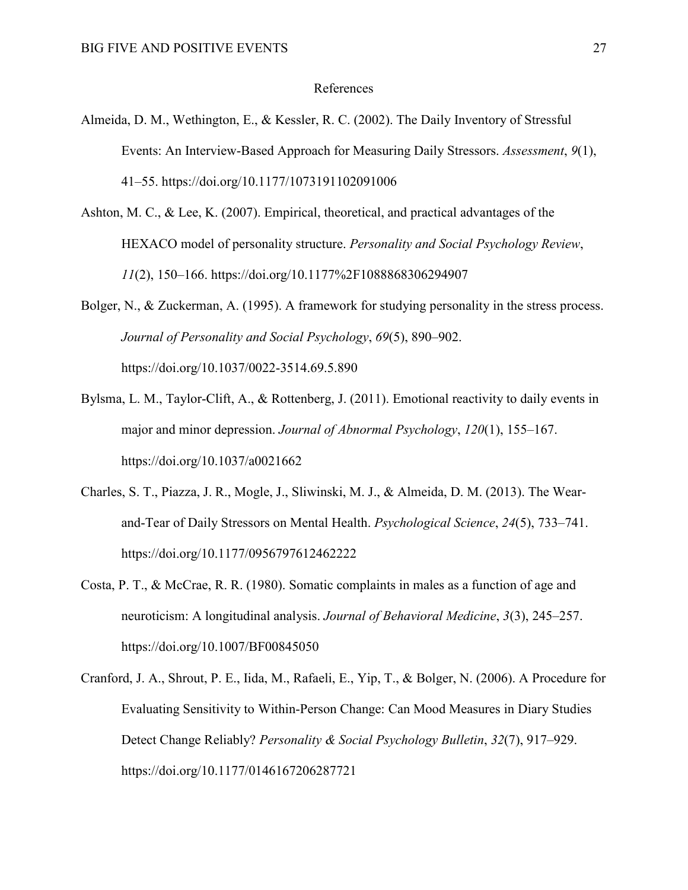# References

Almeida, D. M., Wethington, E., & Kessler, R. C. (2002). The Daily Inventory of Stressful Events: An Interview-Based Approach for Measuring Daily Stressors. *Assessment*, *9*(1), 41–55. https://doi.org/10.1177/1073191102091006

Ashton, M. C., & Lee, K. (2007). Empirical, theoretical, and practical advantages of the HEXACO model of personality structure. *Personality and Social Psychology Review*, *11*(2), 150–166. https://doi.org/10.1177%2F1088868306294907

Bolger, N., & Zuckerman, A. (1995). A framework for studying personality in the stress process. *Journal of Personality and Social Psychology*, *69*(5), 890–902. https://doi.org/10.1037/0022-3514.69.5.890

Bylsma, L. M., Taylor-Clift, A., & Rottenberg, J. (2011). Emotional reactivity to daily events in major and minor depression. *Journal of Abnormal Psychology*, *120*(1), 155–167. https://doi.org/10.1037/a0021662

Charles, S. T., Piazza, J. R., Mogle, J., Sliwinski, M. J., & Almeida, D. M. (2013). The Wear-and-Tear of Daily Stressors on Mental Health. *Psychological Science*, *24*(5), 733–741. https://doi.org/10.1177/0956797612462222

Costa, P. T., & McCrae, R. R. (1980). Somatic complaints in males as a function of age and neuroticism: A longitudinal analysis. *Journal of Behavioral Medicine*, *3*(3), 245–257. https://doi.org/10.1007/BF00845050

Cranford, J. A., Shrout, P. E., Iida, M., Rafaeli, E., Yip, T., & Bolger, N. (2006). A Procedure for Evaluating Sensitivity to Within-Person Change: Can Mood Measures in Diary Studies Detect Change Reliably? *Personality & Social Psychology Bulletin*, *32*(7), 917–929. https://doi.org/10.1177/0146167206287721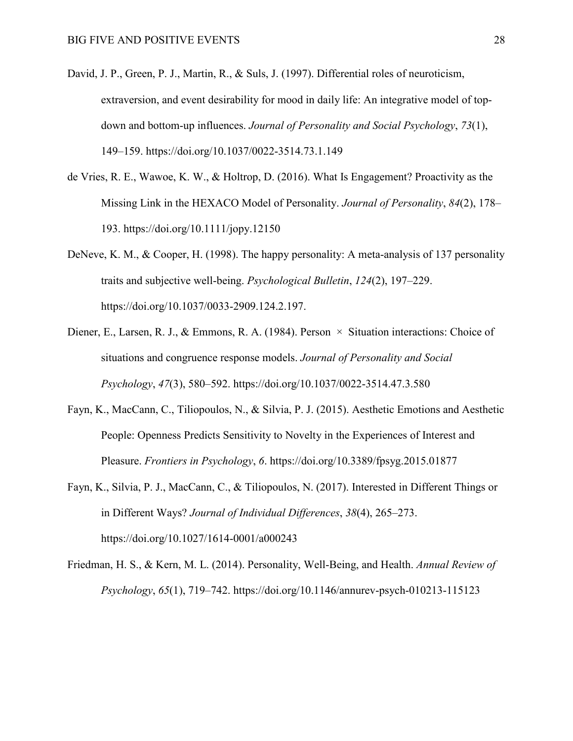David, J. P., Green, P. J., Martin, R., & Suls, J. (1997). Differential roles of neuroticism, extraversion, and event desirability for mood in daily life: An integrative model of top-down and bottom-up influences. *Journal of Personality and Social Psychology*, *73*(1), 149–159. https://doi.org/10.1037/0022-3514.73.1.149

de Vries, R. E., Wawoe, K. W., & Holtrop, D. (2016). What Is Engagement? Proactivity as the Missing Link in the HEXACO Model of Personality. *Journal of Personality*, *84*(2), 178–193. https://doi.org/10.1111/jopy.12150

DeNeve, K. M., & Cooper, H. (1998). The happy personality: A meta-analysis of 137 personality traits and subjective well-being. *Psychological Bulletin*, *124*(2), 197–229. https://doi.org/10.1037/0033-2909.124.2.197.

Diener, E., Larsen, R. J., & Emmons, R. A. (1984). Person × Situation interactions: Choice of situations and congruence response models. *Journal of Personality and Social Psychology*, *47*(3), 580–592. https://doi.org/10.1037/0022-3514.47.3.580

Fayn, K., MacCann, C., Tiliopoulos, N., & Silvia, P. J. (2015). Aesthetic Emotions and Aesthetic People: Openness Predicts Sensitivity to Novelty in the Experiences of Interest and Pleasure. *Frontiers in Psychology*, *6*. https://doi.org/10.3389/fpsyg.2015.01877

Fayn, K., Silvia, P. J., MacCann, C., & Tiliopoulos, N. (2017). Interested in Different Things or in Different Ways? *Journal of Individual Differences*, *38*(4), 265–273. https://doi.org/10.1027/1614-0001/a000243

Friedman, H. S., & Kern, M. L. (2014). Personality, Well-Being, and Health. *Annual Review of Psychology*, *65*(1), 719–742. https://doi.org/10.1146/annurev-psych-010213-115123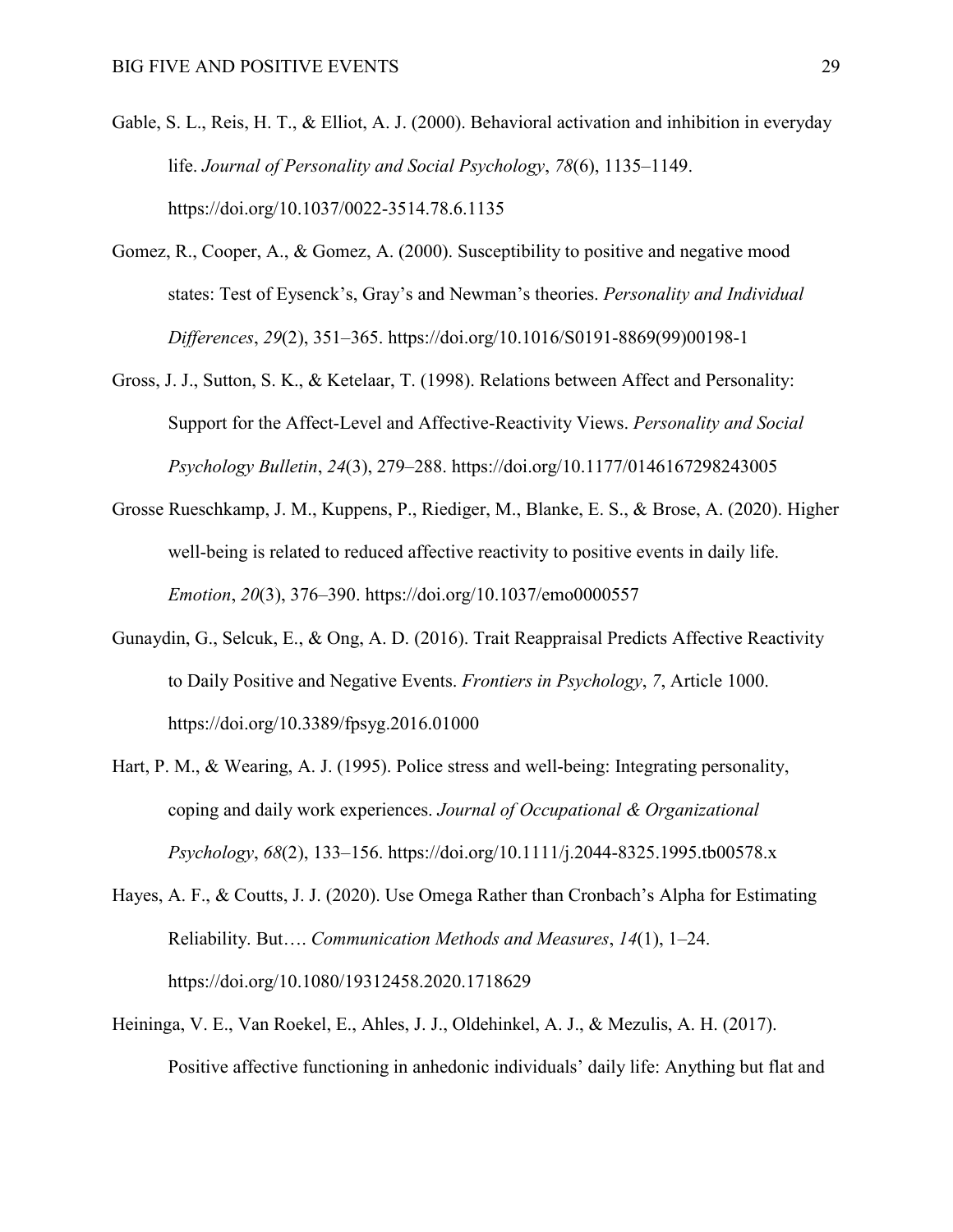Gable, S. L., Reis, H. T., & Elliot, A. J. (2000). Behavioral activation and inhibition in everyday life. *Journal of Personality and Social Psychology*, *78*(6), 1135–1149. https://doi.org/10.1037/0022-3514.78.6.1135

Gomez, R., Cooper, A., & Gomez, A. (2000). Susceptibility to positive and negative mood states: Test of Eysenck's, Gray's and Newman's theories. *Personality and Individual Differences*, *29*(2), 351–365. https://doi.org/10.1016/S0191-8869(99)00198-1

Gross, J. J., Sutton, S. K., & Ketelaar, T. (1998). Relations between Affect and Personality: Support for the Affect-Level and Affective-Reactivity Views. *Personality and Social Psychology Bulletin*, *24*(3), 279–288. https://doi.org/10.1177/0146167298243005

Grosse Rueschkamp, J. M., Kuppens, P., Riediger, M., Blanke, E. S., & Brose, A. (2020). Higher well-being is related to reduced affective reactivity to positive events in daily life. *Emotion*, *20*(3), 376–390. https://doi.org/10.1037/emo0000557

Gunaydin, G., Selcuk, E., & Ong, A. D. (2016). Trait Reappraisal Predicts Affective Reactivity to Daily Positive and Negative Events. *Frontiers in Psychology*, *7*, Article 1000. https://doi.org/10.3389/fpsyg.2016.01000

Hart, P. M., & Wearing, A. J. (1995). Police stress and well-being: Integrating personality, coping and daily work experiences. *Journal of Occupational & Organizational Psychology*, *68*(2), 133–156. https://doi.org/10.1111/j.2044-8325.1995.tb00578.x

Hayes, A. F., & Coutts, J. J. (2020). Use Omega Rather than Cronbach's Alpha for Estimating Reliability. But…. *Communication Methods and Measures*, *14*(1), 1–24. https://doi.org/10.1080/19312458.2020.1718629

Heininga, V. E., Van Roekel, E., Ahles, J. J., Oldehinkel, A. J., & Mezulis, A. H. (2017). Positive affective functioning in anhedonic individuals' daily life: Anything but flat and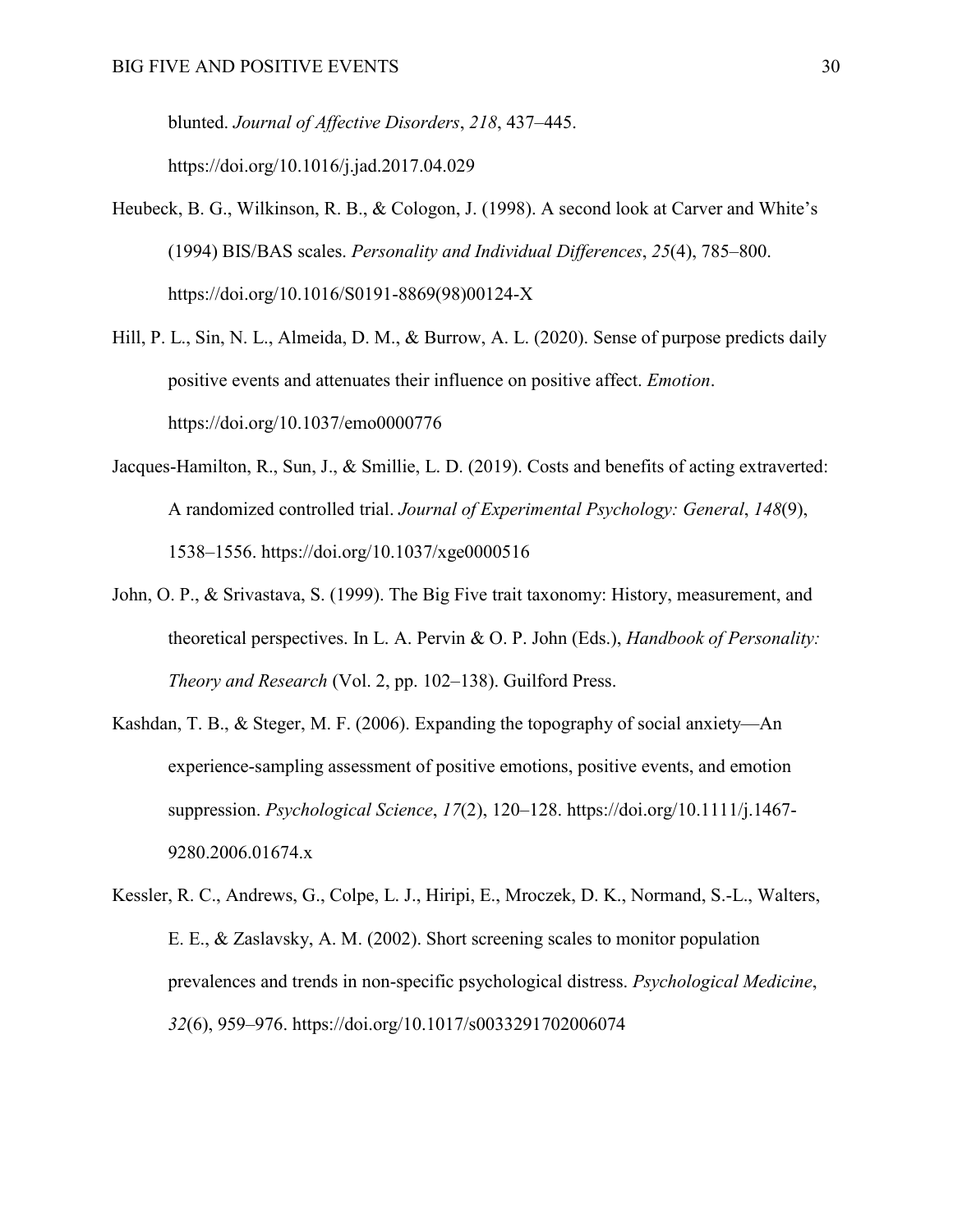blunted. *Journal of Affective Disorders*, *218*, 437–445. https://doi.org/10.1016/j.jad.2017.04.029

Heubeck, B. G., Wilkinson, R. B., & Cologon, J. (1998). A second look at Carver and White's (1994) BIS/BAS scales. *Personality and Individual Differences*, *25*(4), 785–800. https://doi.org/10.1016/S0191-8869(98)00124-X

Hill, P. L., Sin, N. L., Almeida, D. M., & Burrow, A. L. (2020). Sense of purpose predicts daily positive events and attenuates their influence on positive affect. *Emotion*. https://doi.org/10.1037/emo0000776

Jacques-Hamilton, R., Sun, J., & Smillie, L. D. (2019). Costs and benefits of acting extraverted: A randomized controlled trial. *Journal of Experimental Psychology: General*, *148*(9), 1538–1556. https://doi.org/10.1037/xge0000516

John, O. P., & Srivastava, S. (1999). The Big Five trait taxonomy: History, measurement, and theoretical perspectives. In L. A. Pervin & O. P. John (Eds.), *Handbook of Personality: Theory and Research* (Vol. 2, pp. 102–138). Guilford Press.

Kashdan, T. B., & Steger, M. F. (2006). Expanding the topography of social anxiety—An experience-sampling assessment of positive emotions, positive events, and emotion suppression. *Psychological Science*, *17*(2), 120–128. https://doi.org/10.1111/j.1467-9280.2006.01674.x

Kessler, R. C., Andrews, G., Colpe, L. J., Hiripi, E., Mroczek, D. K., Normand, S.-L., Walters, E. E., & Zaslavsky, A. M. (2002). Short screening scales to monitor population prevalences and trends in non-specific psychological distress. *Psychological Medicine*, *32*(6), 959–976. https://doi.org/10.1017/s0033291702006074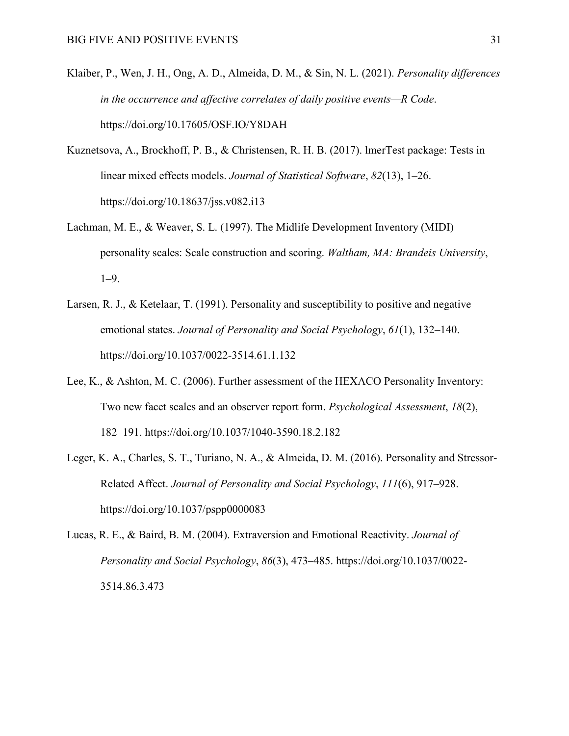Klaiber, P., Wen, J. H., Ong, A. D., Almeida, D. M., & Sin, N. L. (2021). *Personality differences in the occurrence and affective correlates of daily positive events—R Code*. https://doi.org/10.17605/OSF.IO/Y8DAH

Kuznetsova, A., Brockhoff, P. B., & Christensen, R. H. B. (2017). lmerTest package: Tests in linear mixed effects models. *Journal of Statistical Software*, *82*(13), 1–26. https://doi.org/10.18637/jss.v082.i13

Lachman, M. E., & Weaver, S. L. (1997). The Midlife Development Inventory (MIDI) personality scales: Scale construction and scoring. *Waltham, MA: Brandeis University*, 1–9.

Larsen, R. J., & Ketelaar, T. (1991). Personality and susceptibility to positive and negative emotional states. *Journal of Personality and Social Psychology*, *61*(1), 132–140. https://doi.org/10.1037/0022-3514.61.1.132

Lee, K., & Ashton, M. C. (2006). Further assessment of the HEXACO Personality Inventory: Two new facet scales and an observer report form. *Psychological Assessment*, *18*(2), 182–191. https://doi.org/10.1037/1040-3590.18.2.182

Leger, K. A., Charles, S. T., Turiano, N. A., & Almeida, D. M. (2016). Personality and Stressor-Related Affect. *Journal of Personality and Social Psychology*, *111*(6), 917–928. https://doi.org/10.1037/pspp0000083

Lucas, R. E., & Baird, B. M. (2004). Extraversion and Emotional Reactivity. *Journal of Personality and Social Psychology*, *86*(3), 473–485. https://doi.org/10.1037/0022-3514.86.3.473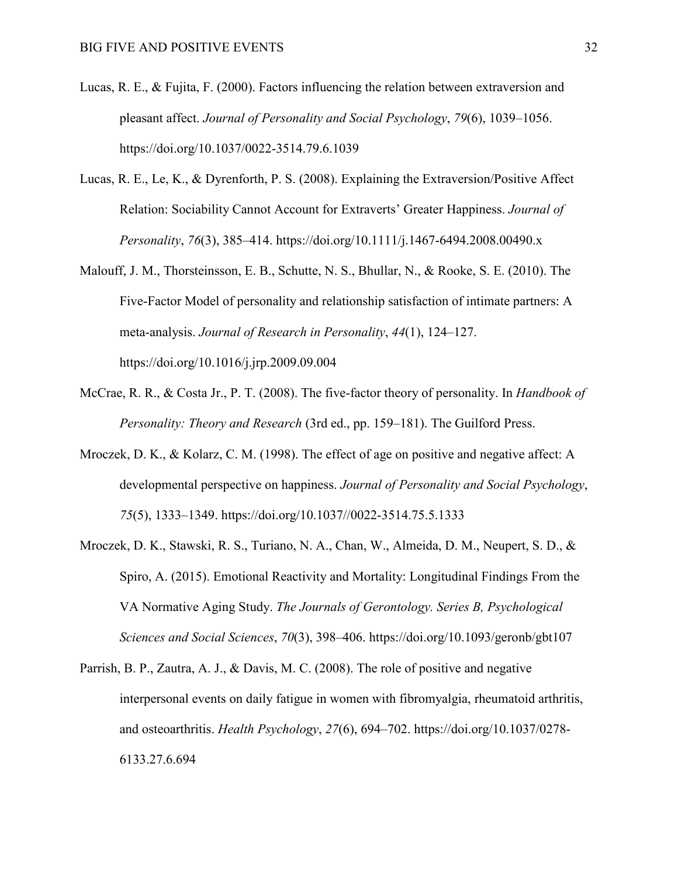Lucas, R. E., & Fujita, F. (2000). Factors influencing the relation between extraversion and pleasant affect. *Journal of Personality and Social Psychology*, *79*(6), 1039–1056. https://doi.org/10.1037/0022-3514.79.6.1039

Lucas, R. E., Le, K., & Dyrenforth, P. S. (2008). Explaining the Extraversion/Positive Affect Relation: Sociability Cannot Account for Extraverts' Greater Happiness. *Journal of Personality*, *76*(3), 385–414. https://doi.org/10.1111/j.1467-6494.2008.00490.x

Malouff, J. M., Thorsteinsson, E. B., Schutte, N. S., Bhullar, N., & Rooke, S. E. (2010). The Five-Factor Model of personality and relationship satisfaction of intimate partners: A meta-analysis. *Journal of Research in Personality*, *44*(1), 124–127. https://doi.org/10.1016/j.jrp.2009.09.004

McCrae, R. R., & Costa Jr., P. T. (2008). The five-factor theory of personality. In *Handbook of Personality: Theory and Research* (3rd ed., pp. 159–181). The Guilford Press.

Mroczek, D. K., & Kolarz, C. M. (1998). The effect of age on positive and negative affect: A developmental perspective on happiness. *Journal of Personality and Social Psychology*, *75*(5), 1333–1349. https://doi.org/10.1037//0022-3514.75.5.1333

Mroczek, D. K., Stawski, R. S., Turiano, N. A., Chan, W., Almeida, D. M., Neupert, S. D., & Spiro, A. (2015). Emotional Reactivity and Mortality: Longitudinal Findings From the VA Normative Aging Study. *The Journals of Gerontology. Series B, Psychological Sciences and Social Sciences*, *70*(3), 398–406. https://doi.org/10.1093/geronb/gbt107

Parrish, B. P., Zautra, A. J., & Davis, M. C. (2008). The role of positive and negative interpersonal events on daily fatigue in women with fibromyalgia, rheumatoid arthritis, and osteoarthritis. *Health Psychology*, *27*(6), 694–702. https://doi.org/10.1037/0278-6133.27.6.694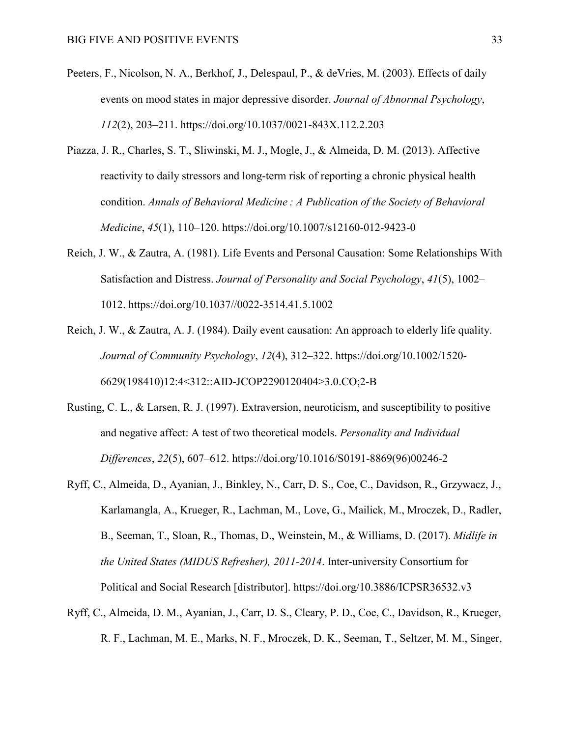Peeters, F., Nicolson, N. A., Berkhof, J., Delespaul, P., & deVries, M. (2003). Effects of daily events on mood states in major depressive disorder. *Journal of Abnormal Psychology*, *112*(2), 203–211. https://doi.org/10.1037/0021-843X.112.2.203

Piazza, J. R., Charles, S. T., Sliwinski, M. J., Mogle, J., & Almeida, D. M. (2013). Affective reactivity to daily stressors and long-term risk of reporting a chronic physical health condition. *Annals of Behavioral Medicine : A Publication of the Society of Behavioral Medicine*, *45*(1), 110–120. https://doi.org/10.1007/s12160-012-9423-0

Reich, J. W., & Zautra, A. (1981). Life Events and Personal Causation: Some Relationships With Satisfaction and Distress. *Journal of Personality and Social Psychology*, *41*(5), 1002–1012. https://doi.org/10.1037//0022-3514.41.5.1002

Reich, J. W., & Zautra, A. J. (1984). Daily event causation: An approach to elderly life quality. *Journal of Community Psychology*, *12*(4), 312–322. https://doi.org/10.1002/1520-6629(198410)12:4<312::AID-JCOP2290120404>3.0.CO;2-B

Rusting, C. L., & Larsen, R. J. (1997). Extraversion, neuroticism, and susceptibility to positive and negative affect: A test of two theoretical models. *Personality and Individual Differences*, *22*(5), 607–612. https://doi.org/10.1016/S0191-8869(96)00246-2

Ryff, C., Almeida, D., Ayanian, J., Binkley, N., Carr, D. S., Coe, C., Davidson, R., Grzywacz, J., Karlamangla, A., Krueger, R., Lachman, M., Love, G., Mailick, M., Mroczek, D., Radler, B., Seeman, T., Sloan, R., Thomas, D., Weinstein, M., & Williams, D. (2017). *Midlife in the United States (MIDUS Refresher), 2011-2014*. Inter-university Consortium for Political and Social Research [distributor]. https://doi.org/10.3886/ICPSR36532.v3

Ryff, C., Almeida, D. M., Ayanian, J., Carr, D. S., Cleary, P. D., Coe, C., Davidson, R., Krueger, R. F., Lachman, M. E., Marks, N. F., Mroczek, D. K., Seeman, T., Seltzer, M. M., Singer,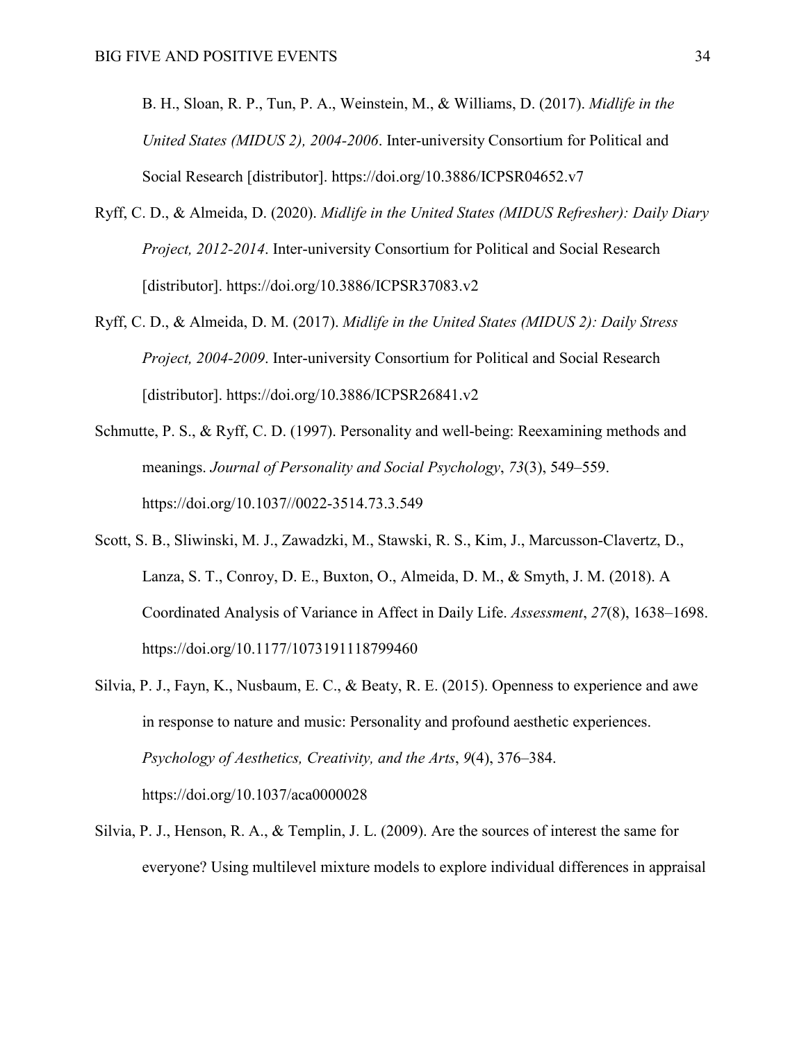B. H., Sloan, R. P., Tun, P. A., Weinstein, M., & Williams, D. (2017). *Midlife in the United States (MIDUS 2), 2004-2006*. Inter-university Consortium for Political and Social Research [distributor]. https://doi.org/10.3886/ICPSR04652.v7

Ryff, C. D., & Almeida, D. (2020). *Midlife in the United States (MIDUS Refresher): Daily Diary Project, 2012-2014*. Inter-university Consortium for Political and Social Research [distributor]. https://doi.org/10.3886/ICPSR37083.v2

Ryff, C. D., & Almeida, D. M. (2017). *Midlife in the United States (MIDUS 2): Daily Stress Project, 2004-2009*. Inter-university Consortium for Political and Social Research [distributor]. https://doi.org/10.3886/ICPSR26841.v2

Schmutte, P. S., & Ryff, C. D. (1997). Personality and well-being: Reexamining methods and meanings. *Journal of Personality and Social Psychology*, *73*(3), 549–559. https://doi.org/10.1037//0022-3514.73.3.549

Scott, S. B., Sliwinski, M. J., Zawadzki, M., Stawski, R. S., Kim, J., Marcusson-Clavertz, D., Lanza, S. T., Conroy, D. E., Buxton, O., Almeida, D. M., & Smyth, J. M. (2018). A Coordinated Analysis of Variance in Affect in Daily Life. *Assessment*, *27*(8), 1638–1698. https://doi.org/10.1177/1073191118799460

Silvia, P. J., Fayn, K., Nusbaum, E. C., & Beaty, R. E. (2015). Openness to experience and awe in response to nature and music: Personality and profound aesthetic experiences. *Psychology of Aesthetics, Creativity, and the Arts*, *9*(4), 376–384. https://doi.org/10.1037/aca0000028

Silvia, P. J., Henson, R. A., & Templin, J. L. (2009). Are the sources of interest the same for everyone? Using multilevel mixture models to explore individual differences in appraisal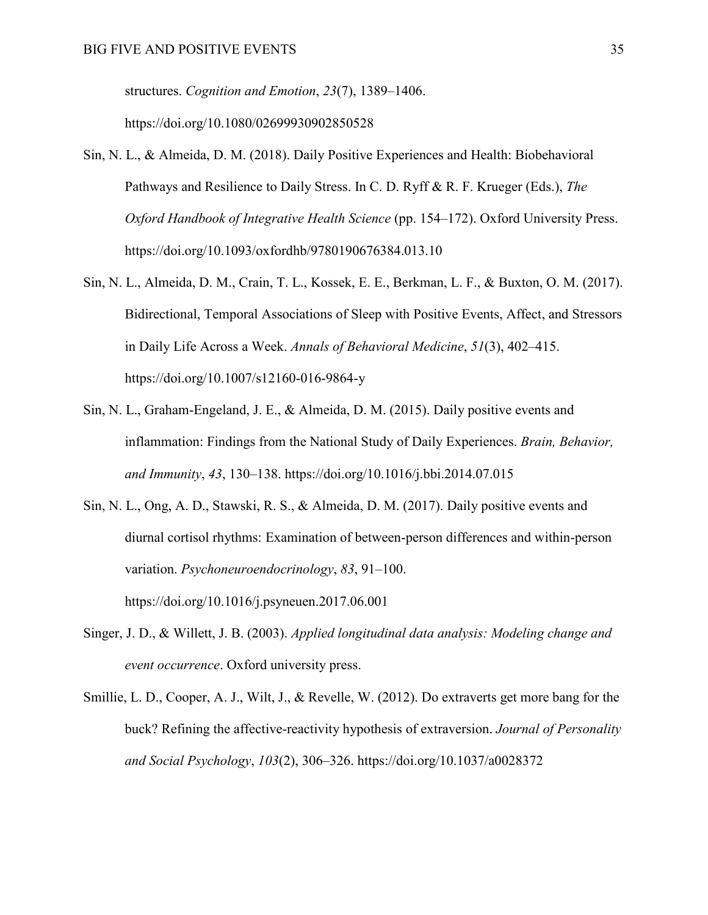structures. *Cognition and Emotion*, *23*(7), 1389–1406. https://doi.org/10.1080/02699930902850528

Sin, N. L., & Almeida, D. M. (2018). Daily Positive Experiences and Health: Biobehavioral Pathways and Resilience to Daily Stress. In C. D. Ryff & R. F. Krueger (Eds.), *The Oxford Handbook of Integrative Health Science* (pp. 154–172). Oxford University Press. https://doi.org/10.1093/oxfordhb/9780190676384.013.10

Sin, N. L., Almeida, D. M., Crain, T. L., Kossek, E. E., Berkman, L. F., & Buxton, O. M. (2017). Bidirectional, Temporal Associations of Sleep with Positive Events, Affect, and Stressors in Daily Life Across a Week. *Annals of Behavioral Medicine*, *51*(3), 402–415. https://doi.org/10.1007/s12160-016-9864-y

Sin, N. L., Graham-Engeland, J. E., & Almeida, D. M. (2015). Daily positive events and inflammation: Findings from the National Study of Daily Experiences. *Brain, Behavior, and Immunity*, *43*, 130–138. https://doi.org/10.1016/j.bbi.2014.07.015

Sin, N. L., Ong, A. D., Stawski, R. S., & Almeida, D. M. (2017). Daily positive events and diurnal cortisol rhythms: Examination of between-person differences and within-person variation. *Psychoneuroendocrinology*, *83*, 91–100. https://doi.org/10.1016/j.psyneuen.2017.06.001

Singer, J. D., & Willett, J. B. (2003). *Applied longitudinal data analysis: Modeling change and event occurrence*. Oxford university press.

Smillie, L. D., Cooper, A. J., Wilt, J., & Revelle, W. (2012). Do extraverts get more bang for the buck? Refining the affective-reactivity hypothesis of extraversion. *Journal of Personality and Social Psychology*, *103*(2), 306–326. https://doi.org/10.1037/a0028372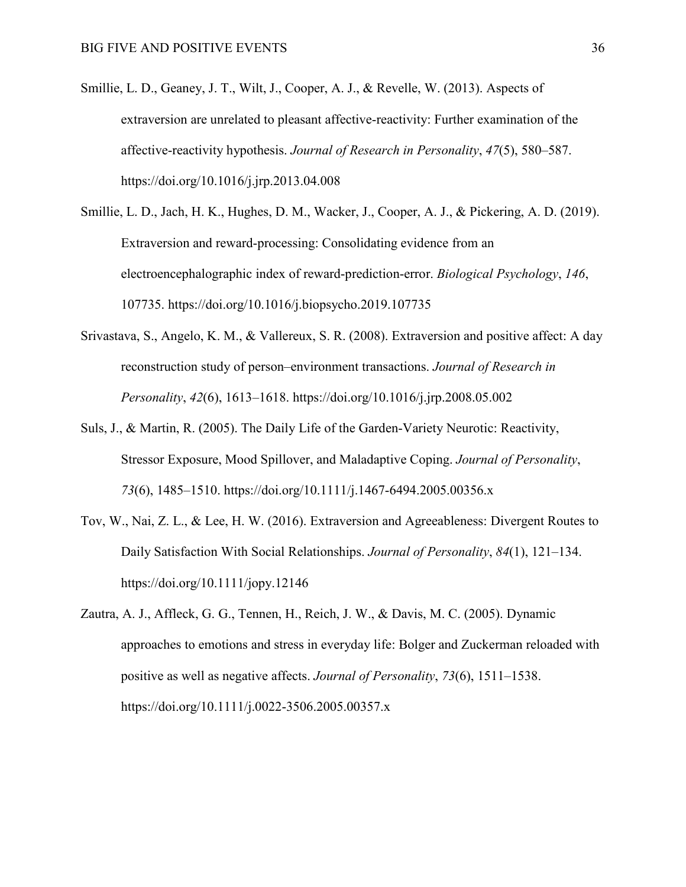Smillie, L. D., Geaney, J. T., Wilt, J., Cooper, A. J., & Revelle, W. (2013). Aspects of extraversion are unrelated to pleasant affective-reactivity: Further examination of the affective-reactivity hypothesis. *Journal of Research in Personality*, *47*(5), 580–587. https://doi.org/10.1016/j.jrp.2013.04.008

Smillie, L. D., Jach, H. K., Hughes, D. M., Wacker, J., Cooper, A. J., & Pickering, A. D. (2019). Extraversion and reward-processing: Consolidating evidence from an electroencephalographic index of reward-prediction-error. *Biological Psychology*, *146*, 107735. https://doi.org/10.1016/j.biopsycho.2019.107735

Srivastava, S., Angelo, K. M., & Vallereux, S. R. (2008). Extraversion and positive affect: A day reconstruction study of person–environment transactions. *Journal of Research in Personality*, *42*(6), 1613–1618. https://doi.org/10.1016/j.jrp.2008.05.002

Suls, J., & Martin, R. (2005). The Daily Life of the Garden-Variety Neurotic: Reactivity, Stressor Exposure, Mood Spillover, and Maladaptive Coping. *Journal of Personality*, *73*(6), 1485–1510. https://doi.org/10.1111/j.1467-6494.2005.00356.x

Tov, W., Nai, Z. L., & Lee, H. W. (2016). Extraversion and Agreeableness: Divergent Routes to Daily Satisfaction With Social Relationships. *Journal of Personality*, *84*(1), 121–134. https://doi.org/10.1111/jopy.12146

Zautra, A. J., Affleck, G. G., Tennen, H., Reich, J. W., & Davis, M. C. (2005). Dynamic approaches to emotions and stress in everyday life: Bolger and Zuckerman reloaded with positive as well as negative affects. *Journal of Personality*, *73*(6), 1511–1538. https://doi.org/10.1111/j.0022-3506.2005.00357.x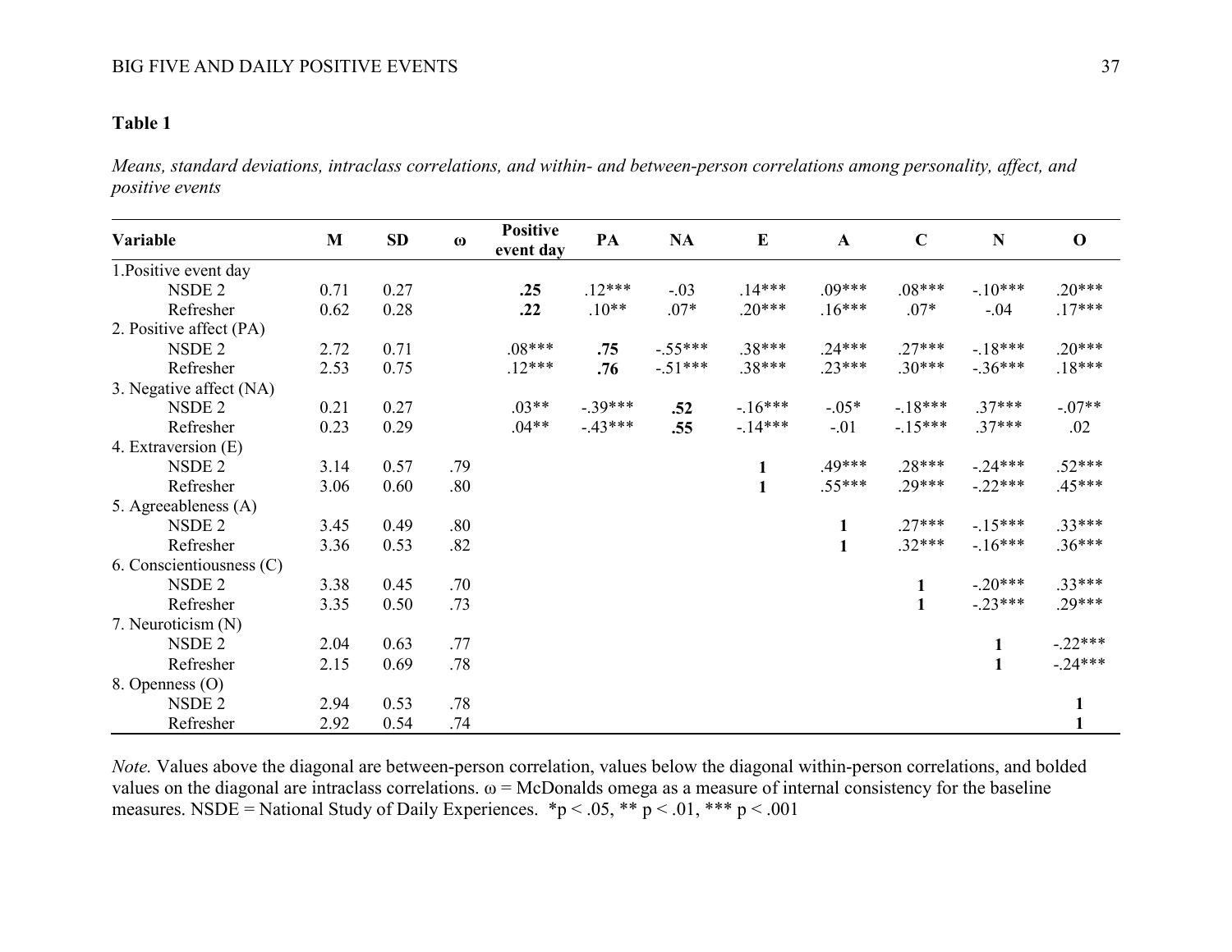**Table 1**

*Means, standard deviations, intraclass correlations, and within- and between-person correlations among personality, affect, and positive events*

| Variable | M | SD | ω | Positive event day | PA | NA | E | A | C | N | O |
|---|---|---|---|---|---|---|---|---|---|---|---|
| 1.Positive event day | | | | | | | | | | | |
| NSDE 2 | 0.71 | 0.27 | | **.25** | .12*** | -.03 | .14*** | .09*** | .08*** | -.10*** | .20*** |
| Refresher | 0.62 | 0.28 | | **.22** | .10** | .07* | .20*** | .16*** | .07* | -.04 | .17*** |
| 2. Positive affect (PA) | | | | | | | | | | | |
| NSDE 2 | 2.72 | 0.71 | | .08*** | **.75** | -.55*** | .38*** | .24*** | .27*** | -.18*** | .20*** |
| Refresher | 2.53 | 0.75 | | .12*** | **.76** | -.51*** | .38*** | .23*** | .30*** | -.36*** | .18*** |
| 3. Negative affect (NA) | | | | | | | | | | | |
| NSDE 2 | 0.21 | 0.27 | | .03** | -.39*** | **.52** | -.16*** | -.05* | -.18*** | .37*** | -.07** |
| Refresher | 0.23 | 0.29 | | .04** | -.43*** | **.55** | -.14*** | -.01 | -.15*** | .37*** | .02 |
| 4. Extraversion (E) | | | | | | | | | | | |
| NSDE 2 | 3.14 | 0.57 | .79 | | | | **1** | .49*** | .28*** | -.24*** | .52*** |
| Refresher | 3.06 | 0.60 | .80 | | | | **1** | .55*** | .29*** | -.22*** | .45*** |
| 5. Agreeableness (A) | | | | | | | | | | | |
| NSDE 2 | 3.45 | 0.49 | .80 | | | | | **1** | .27*** | -.15*** | .33*** |
| Refresher | 3.36 | 0.53 | .82 | | | | | **1** | .32*** | -.16*** | .36*** |
| 6. Conscientiousness (C) | | | | | | | | | | | |
| NSDE 2 | 3.38 | 0.45 | .70 | | | | | | **1** | -.20*** | .33*** |
| Refresher | 3.35 | 0.50 | .73 | | | | | | **1** | -.23*** | .29*** |
| 7. Neuroticism (N) | | | | | | | | | | | |
| NSDE 2 | 2.04 | 0.63 | .77 | | | | | | | **1** | -.22*** |
| Refresher | 2.15 | 0.69 | .78 | | | | | | | **1** | -.24*** |
| 8. Openness (O) | | | | | | | | | | | |
| NSDE 2 | 2.94 | 0.53 | .78 | | | | | | | | **1** |
| Refresher | 2.92 | 0.54 | .74 | | | | | | | | **1** |

*Note.* Values above the diagonal are between-person correlation, values below the diagonal within-person correlations, and bolded values on the diagonal are intraclass correlations. ω = McDonalds omega as a measure of internal consistency for the baseline measures. NSDE = National Study of Daily Experiences. \*$p < .05$, \*\* $p < .01$, \*\*\* $p < .001$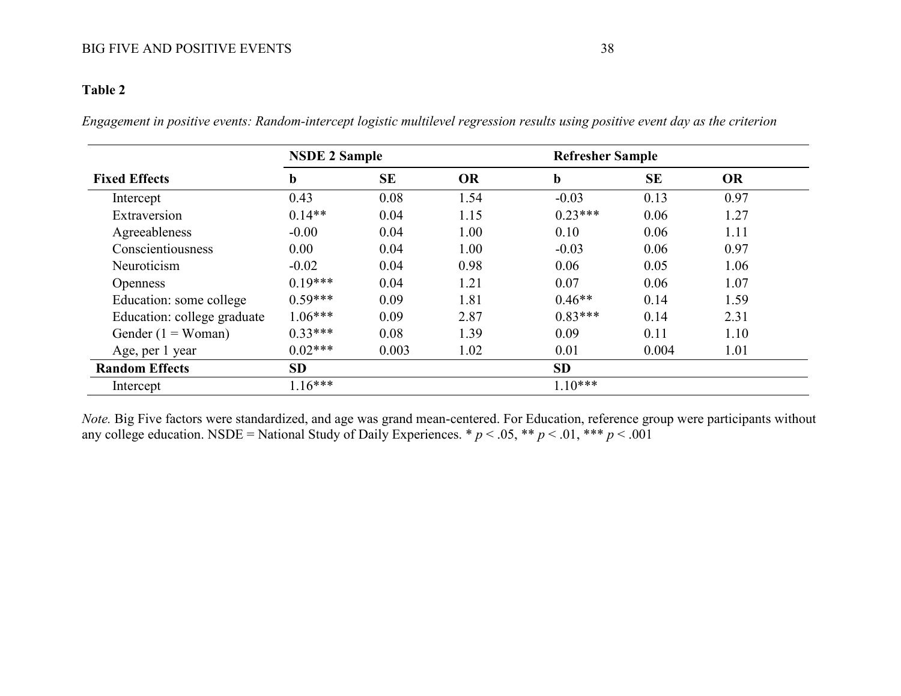**Table 2**

*Engagement in positive events: Random-intercept logistic multilevel regression results using positive event day as the criterion*

| | NSDE 2 Sample | | | Refresher Sample | | |
|---|---|---|---|---|---|---|
| **Fixed Effects** | **b** | **SE** | **OR** | **b** | **SE** | **OR** |
| Intercept | 0.43 | 0.08 | 1.54 | -0.03 | 0.13 | 0.97 |
| Extraversion | 0.14** | 0.04 | 1.15 | 0.23*** | 0.06 | 1.27 |
| Agreeableness | -0.00 | 0.04 | 1.00 | 0.10 | 0.06 | 1.11 |
| Conscientiousness | 0.00 | 0.04 | 1.00 | -0.03 | 0.06 | 0.97 |
| Neuroticism | -0.02 | 0.04 | 0.98 | 0.06 | 0.05 | 1.06 |
| Openness | 0.19*** | 0.04 | 1.21 | 0.07 | 0.06 | 1.07 |
| Education: some college | 0.59*** | 0.09 | 1.81 | 0.46** | 0.14 | 1.59 |
| Education: college graduate | 1.06*** | 0.09 | 2.87 | 0.83*** | 0.14 | 2.31 |
| Gender (1 = Woman) | 0.33*** | 0.08 | 1.39 | 0.09 | 0.11 | 1.10 |
| Age, per 1 year | 0.02*** | 0.003 | 1.02 | 0.01 | 0.004 | 1.01 |
| **Random Effects** | **SD** | | | **SD** | | |
| Intercept | 1.16*** | | | 1.10*** | | |

*Note.* Big Five factors were standardized, and age was grand mean-centered. For Education, reference group were participants without any college education. NSDE = National Study of Daily Experiences. * $p < .05$, ** $p < .01$, *** $p < .001$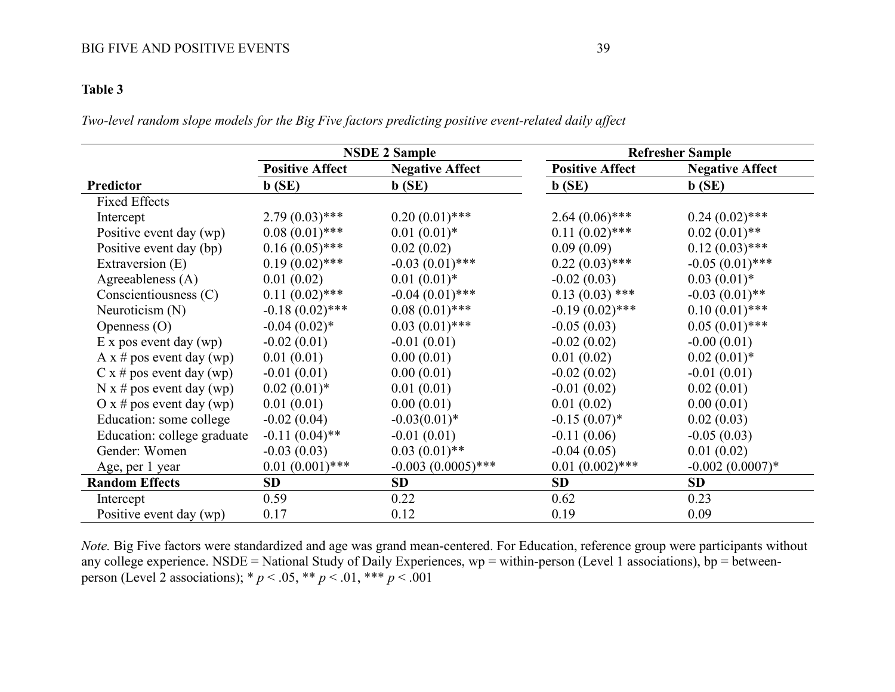**Table 3**

*Two-level random slope models for the Big Five factors predicting positive event-related daily affect*

| | NSDE 2 Sample | | Refresher Sample | |
|---|---|---|---|---|
| | **Positive Affect** | **Negative Affect** | **Positive Affect** | **Negative Affect** |
| **Predictor** | **b (SE)** | **b (SE)** | **b (SE)** | **b (SE)** |
| Fixed Effects | | | | |
| Intercept | 2.79 (0.03)*** | 0.20 (0.01)*** | 2.64 (0.06)*** | 0.24 (0.02)*** |
| Positive event day (wp) | 0.08 (0.01)*** | 0.01 (0.01)* | 0.11 (0.02)*** | 0.02 (0.01)** |
| Positive event day (bp) | 0.16 (0.05)*** | 0.02 (0.02) | 0.09 (0.09) | 0.12 (0.03)*** |
| Extraversion (E) | 0.19 (0.02)*** | -0.03 (0.01)*** | 0.22 (0.03)*** | -0.05 (0.01)*** |
| Agreeableness (A) | 0.01 (0.02) | 0.01 (0.01)* | -0.02 (0.03) | 0.03 (0.01)* |
| Conscientiousness (C) | 0.11 (0.02)*** | -0.04 (0.01)*** | 0.13 (0.03) *** | -0.03 (0.01)** |
| Neuroticism (N) | -0.18 (0.02)*** | 0.08 (0.01)*** | -0.19 (0.02)*** | 0.10 (0.01)*** |
| Openness (O) | -0.04 (0.02)* | 0.03 (0.01)*** | -0.05 (0.03) | 0.05 (0.01)*** |
| E x pos event day (wp) | -0.02 (0.01) | -0.01 (0.01) | -0.02 (0.02) | -0.00 (0.01) |
| A x # pos event day (wp) | 0.01 (0.01) | 0.00 (0.01) | 0.01 (0.02) | 0.02 (0.01)* |
| C x # pos event day (wp) | -0.01 (0.01) | 0.00 (0.01) | -0.02 (0.02) | -0.01 (0.01) |
| N x # pos event day (wp) | 0.02 (0.01)* | 0.01 (0.01) | -0.01 (0.02) | 0.02 (0.01) |
| O x # pos event day (wp) | 0.01 (0.01) | 0.00 (0.01) | 0.01 (0.02) | 0.00 (0.01) |
| Education: some college | -0.02 (0.04) | -0.03(0.01)* | -0.15 (0.07)* | 0.02 (0.03) |
| Education: college graduate | -0.11 (0.04)** | -0.01 (0.01) | -0.11 (0.06) | -0.05 (0.03) |
| Gender: Women | -0.03 (0.03) | 0.03 (0.01)** | -0.04 (0.05) | 0.01 (0.02) |
| Age, per 1 year | 0.01 (0.001)*** | -0.003 (0.0005)*** | 0.01 (0.002)*** | -0.002 (0.0007)* |
| **Random Effects** | **SD** | **SD** | **SD** | **SD** |
| Intercept | 0.59 | 0.22 | 0.62 | 0.23 |
| Positive event day (wp) | 0.17 | 0.12 | 0.19 | 0.09 |

*Note.* Big Five factors were standardized and age was grand mean-centered. For Education, reference group were participants without any college experience. NSDE = National Study of Daily Experiences, wp = within-person (Level 1 associations), bp = between-person (Level 2 associations); * $p < .05$, ** $p < .01$, *** $p < .001$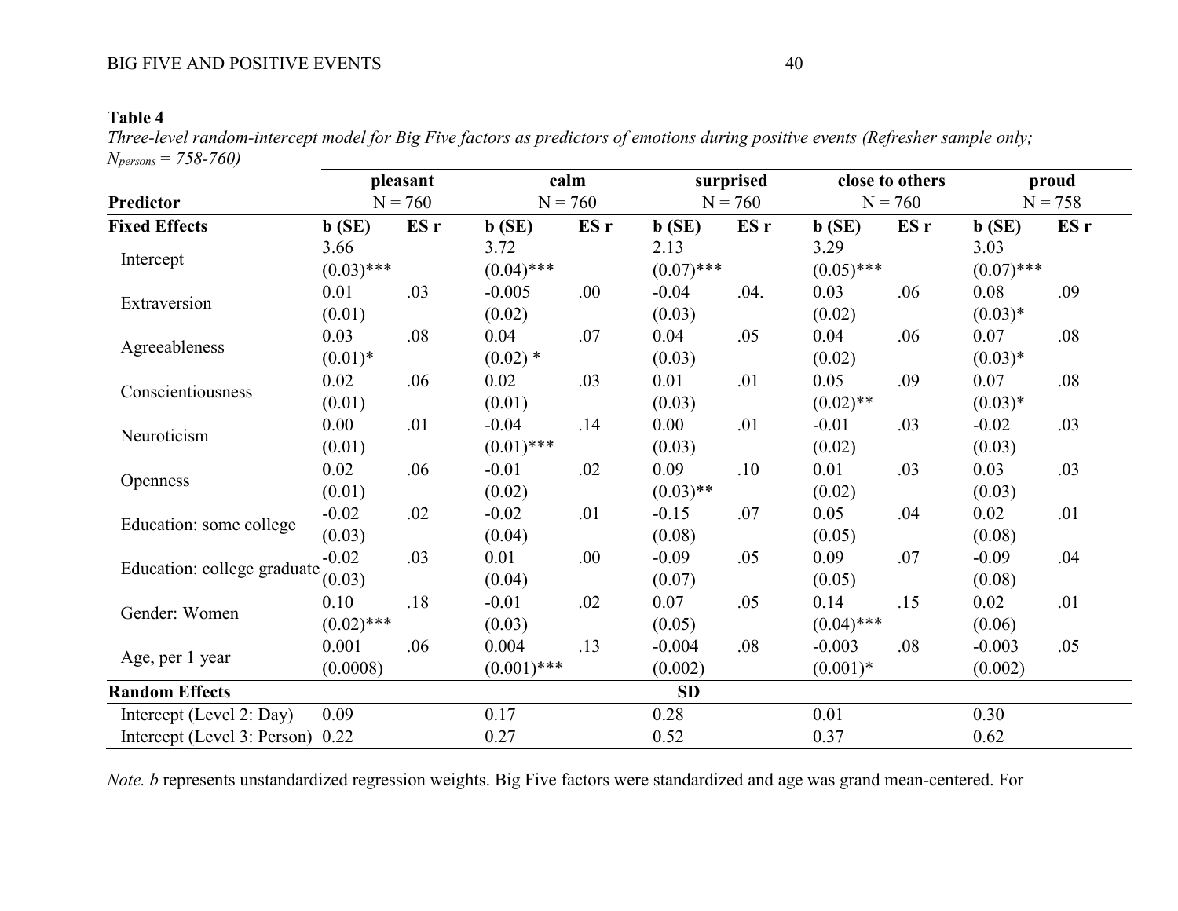**Table 4**

*Three-level random-intercept model for Big Five factors as predictors of emotions during positive events (Refresher sample only; $N_{persons}$ = 758-760)*

| Predictor | pleasant N = 760 | | calm N = 760 | | surprised N = 760 | | close to others N = 760 | | proud N = 758 | |
|---|---|---|---|---|---|---|---|---|---|---|
| **Fixed Effects** | **b (SE)** | **ES r** | **b (SE)** | **ES r** | **b (SE)** | **ES r** | **b (SE)** | **ES r** | **b (SE)** | **ES r** |
| Intercept | 3.66 (0.03)*** | | 3.72 (0.04)*** | | 2.13 (0.07)*** | | 3.29 (0.05)*** | | 3.03 (0.07)*** | |
| Extraversion | 0.01 (0.01) | .03 | -0.005 (0.02) | .00 | -0.04 (0.03) | .04. | 0.03 (0.02) | .06 | 0.08 (0.03)* | .09 |
| Agreeableness | 0.03 (0.01)* | .08 | 0.04 (0.02) * | .07 | 0.04 (0.03) | .05 | 0.04 (0.02) | .06 | 0.07 (0.03)* | .08 |
| Conscientiousness | 0.02 (0.01) | .06 | 0.02 (0.01) | .03 | 0.01 (0.03) | .01 | 0.05 (0.02)** | .09 | 0.07 (0.03)* | .08 |
| Neuroticism | 0.00 (0.01) | .01 | -0.04 (0.01)*** | .14 | 0.00 (0.03) | .01 | -0.01 (0.02) | .03 | -0.02 (0.03) | .03 |
| Openness | 0.02 (0.01) | .06 | -0.01 (0.02) | .02 | 0.09 (0.03)** | .10 | 0.01 (0.02) | .03 | 0.03 (0.03) | .03 |
| Education: some college | -0.02 (0.03) | .02 | -0.02 (0.04) | .01 | -0.15 (0.08) | .07 | 0.05 (0.05) | .04 | 0.02 (0.08) | .01 |
| Education: college graduate | -0.02 (0.03) | .03 | 0.01 (0.04) | .00 | -0.09 (0.07) | .05 | 0.09 (0.05) | .07 | -0.09 (0.08) | .04 |
| Gender: Women | 0.10 (0.02)*** | .18 | -0.01 (0.03) | .02 | 0.07 (0.05) | .05 | 0.14 (0.04)*** | .15 | 0.02 (0.06) | .01 |
| Age, per 1 year | 0.001 (0.0008) | .06 | 0.004 (0.001)*** | .13 | -0.004 (0.002) | .08 | -0.003 (0.001)* | .08 | -0.003 (0.002) | .05 |
| **Random Effects** | | | | | **SD** | | | | | |
| Intercept (Level 2: Day) | 0.09 | | 0.17 | | 0.28 | | 0.01 | | 0.30 | |
| Intercept (Level 3: Person) | 0.22 | | 0.27 | | 0.52 | | 0.37 | | 0.62 | |

*Note. b* represents unstandardized regression weights. Big Five factors were standardized and age was grand mean-centered. For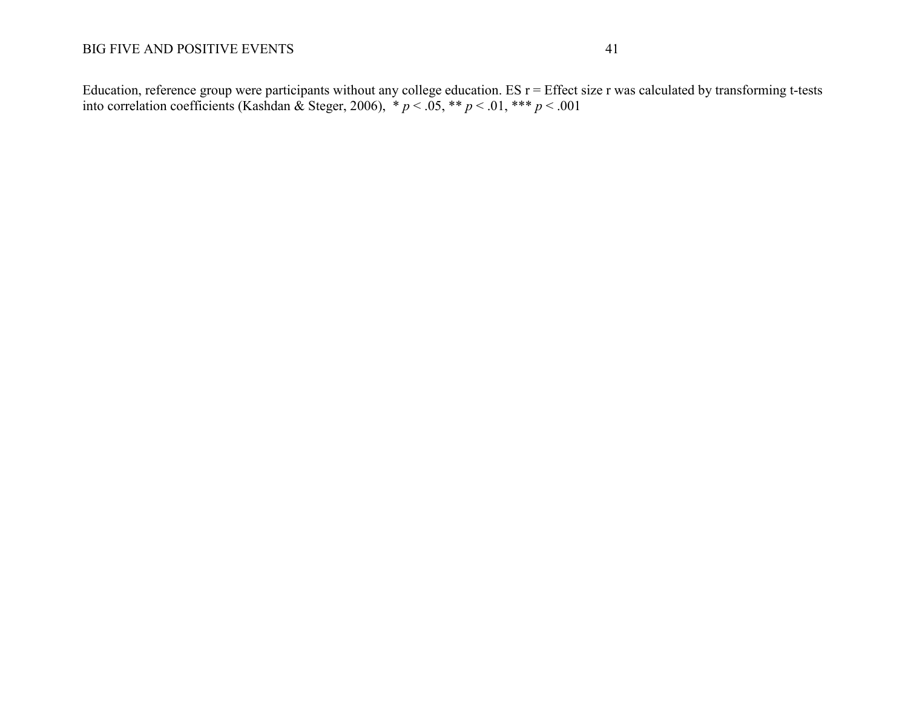Education, reference group were participants without any college education. ES r = Effect size r was calculated by transforming t-tests into correlation coefficients (Kashdan & Steger, 2006), * $p < .05$, ** $p < .01$, *** $p < .001$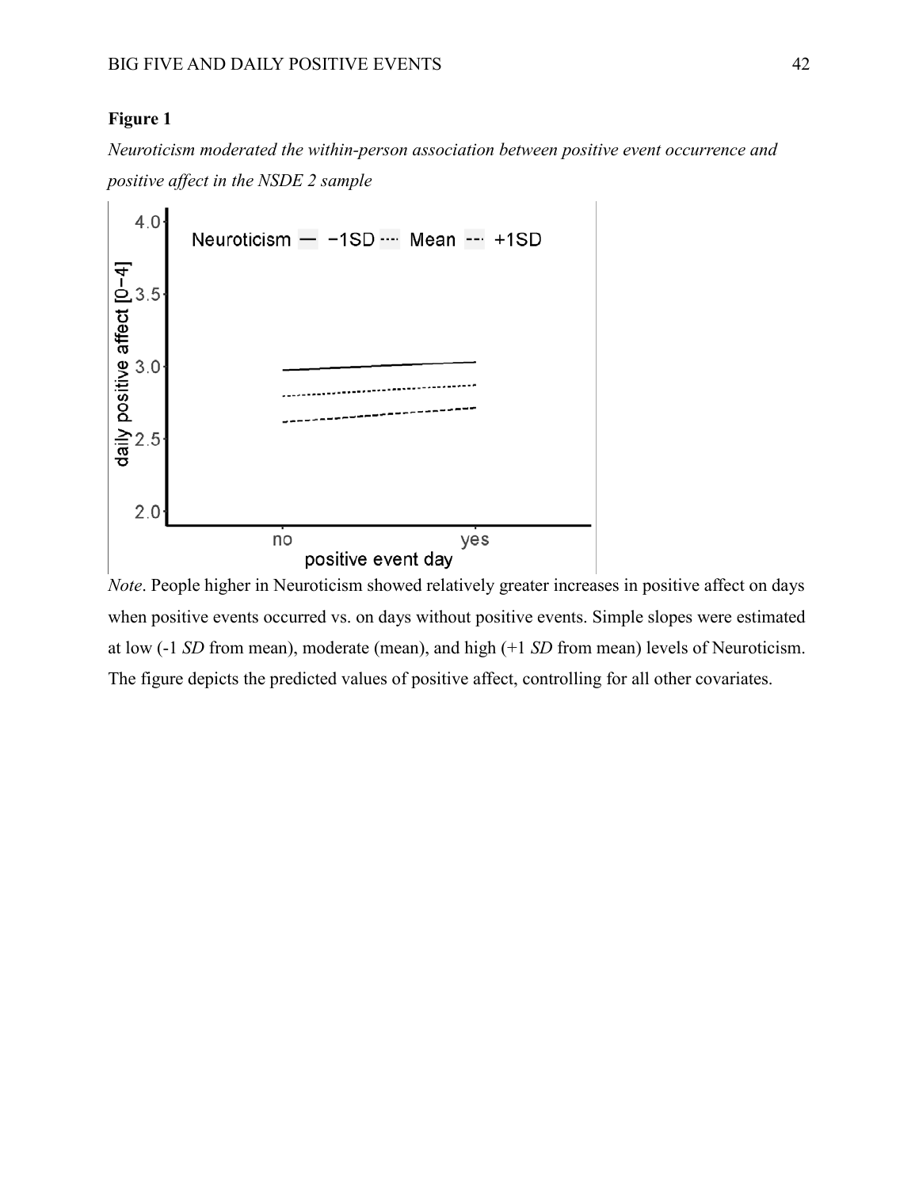**Figure 1**

*Neuroticism moderated the within-person association between positive event occurrence and positive affect in the NSDE 2 sample*

*Note*. People higher in Neuroticism showed relatively greater increases in positive affect on days when positive events occurred vs. on days without positive events. Simple slopes were estimated at low (-1 *SD* from mean), moderate (mean), and high (+1 *SD* from mean) levels of Neuroticism. The figure depicts the predicted values of positive affect, controlling for all other covariates.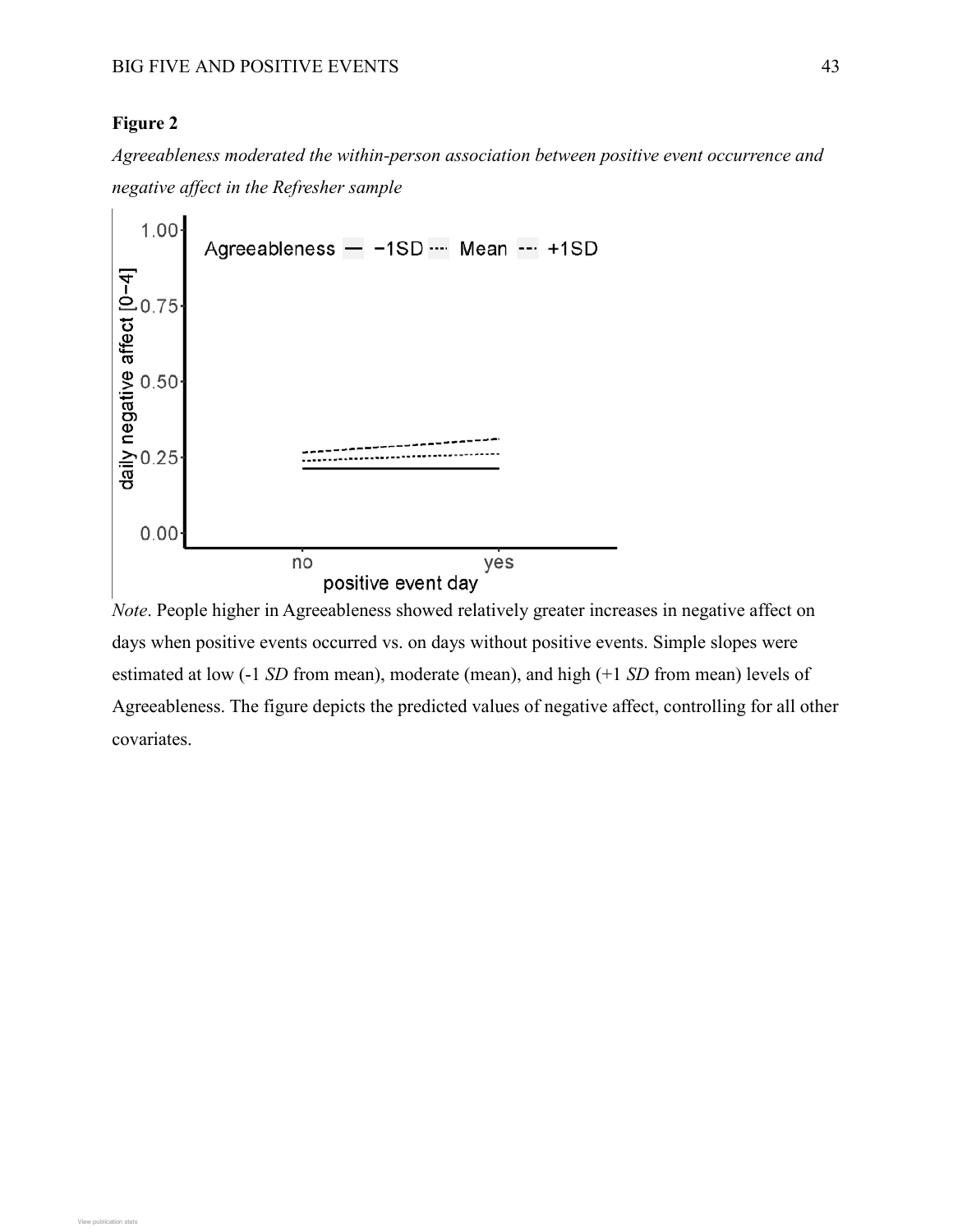**Figure 2**

*Agreeableness moderated the within-person association between positive event occurrence and negative affect in the Refresher sample*

Agreeableness — −1SD ···· Mean --- +1SD

daily negative affect [0−4]

1.00

0.75

0.50

0.25

0.00

no

yes

positive event day

*Note*. People higher in Agreeableness showed relatively greater increases in negative affect on days when positive events occurred vs. on days without positive events. Simple slopes were estimated at low (-1 *SD* from mean), moderate (mean), and high (+1 *SD* from mean) levels of Agreeableness. The figure depicts the predicted values of negative affect, controlling for all other covariates.